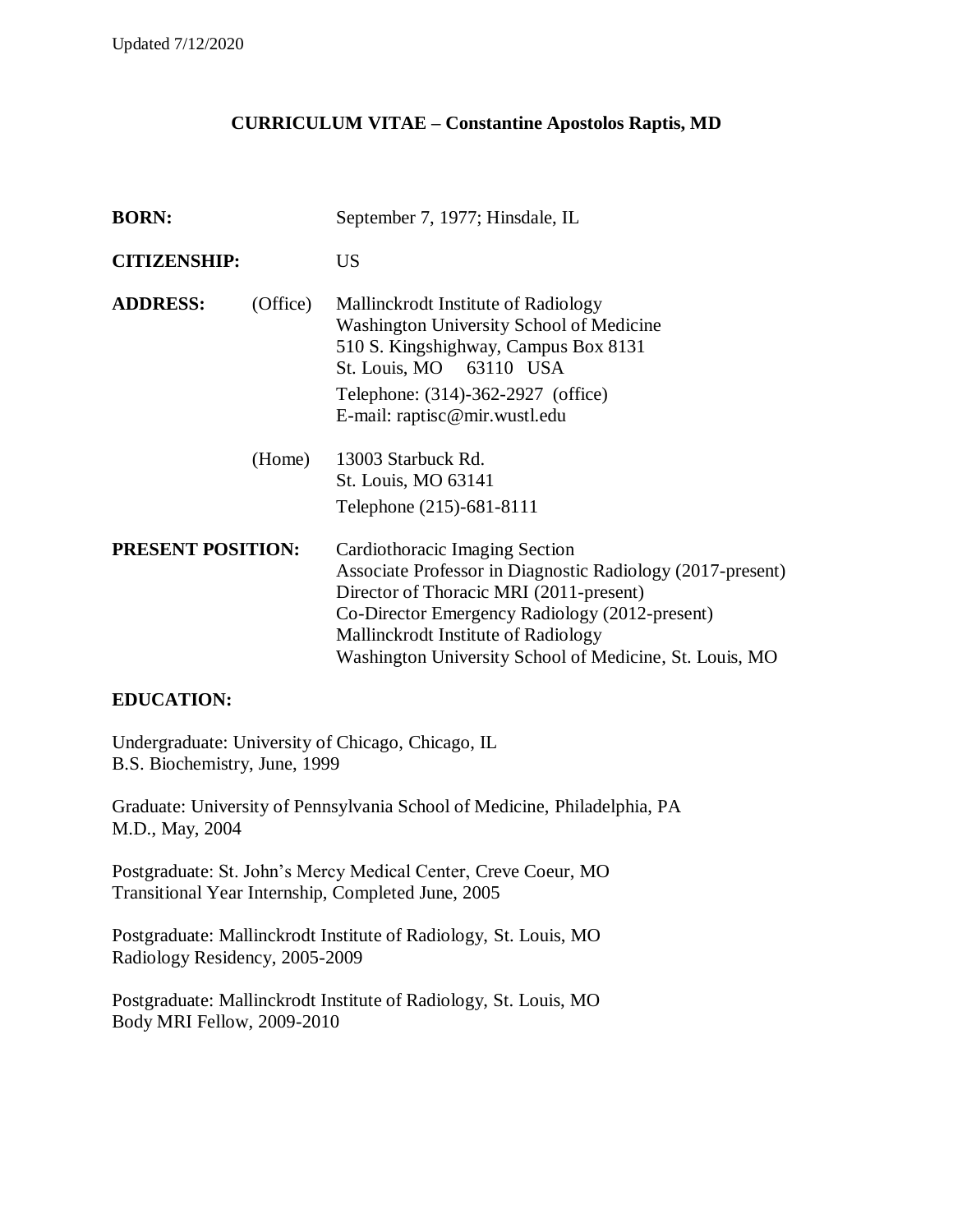Updated 7/12/2020

# CURRICULUM VITAE – Constantine Apostolos Raptis, MD

**BORN:** September 7, 1977; Hinsdale, IL

**CITIZENSHIP:** US

**ADDRESS:** (Office)
Mallinckrodt Institute of Radiology
Washington University School of Medicine
510 S. Kingshighway, Campus Box 8131
St. Louis, MO 63110 USA
Telephone: (314)-362-2927 (office)
E-mail: raptisc@mir.wustl.edu

(Home)
13003 Starbuck Rd.
St. Louis, MO 63141
Telephone (215)-681-8111

**PRESENT POSITION:**
Cardiothoracic Imaging Section
Associate Professor in Diagnostic Radiology (2017-present)
Director of Thoracic MRI (2011-present)
Co-Director Emergency Radiology (2012-present)
Mallinckrodt Institute of Radiology
Washington University School of Medicine, St. Louis, MO

## EDUCATION:

Undergraduate: University of Chicago, Chicago, IL
B.S. Biochemistry, June, 1999

Graduate: University of Pennsylvania School of Medicine, Philadelphia, PA
M.D., May, 2004

Postgraduate: St. John's Mercy Medical Center, Creve Coeur, MO
Transitional Year Internship, Completed June, 2005

Postgraduate: Mallinckrodt Institute of Radiology, St. Louis, MO
Radiology Residency, 2005-2009

Postgraduate: Mallinckrodt Institute of Radiology, St. Louis, MO
Body MRI Fellow, 2009-2010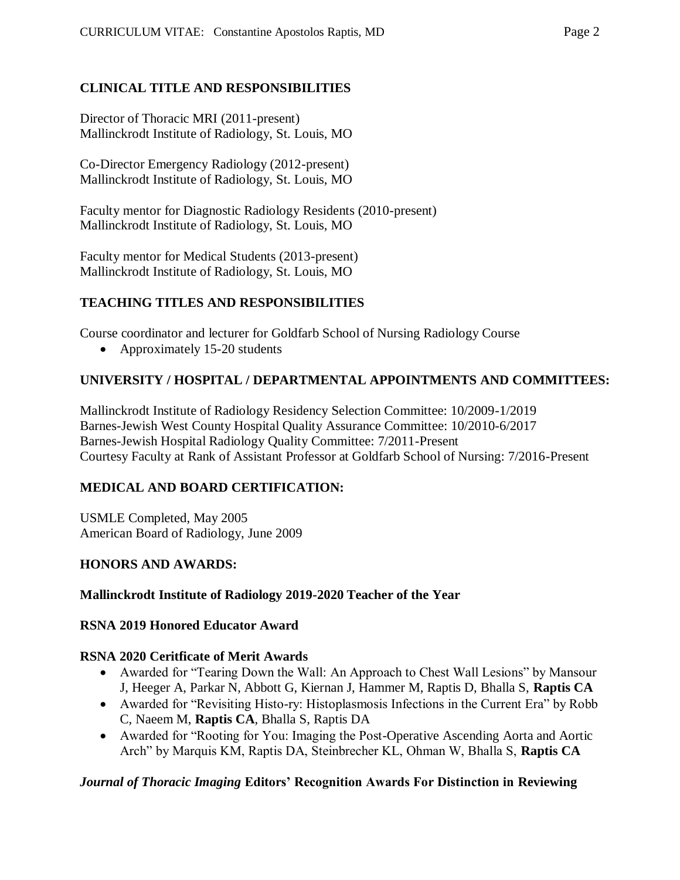## CLINICAL TITLE AND RESPONSIBILITIES

Director of Thoracic MRI (2011-present)
Mallinckrodt Institute of Radiology, St. Louis, MO

Co-Director Emergency Radiology (2012-present)
Mallinckrodt Institute of Radiology, St. Louis, MO

Faculty mentor for Diagnostic Radiology Residents (2010-present)
Mallinckrodt Institute of Radiology, St. Louis, MO

Faculty mentor for Medical Students (2013-present)
Mallinckrodt Institute of Radiology, St. Louis, MO

## TEACHING TITLES AND RESPONSIBILITIES

Course coordinator and lecturer for Goldfarb School of Nursing Radiology Course

- Approximately 15-20 students

## UNIVERSITY / HOSPITAL / DEPARTMENTAL APPOINTMENTS AND COMMITTEES:

Mallinckrodt Institute of Radiology Residency Selection Committee: 10/2009-1/2019
Barnes-Jewish West County Hospital Quality Assurance Committee: 10/2010-6/2017
Barnes-Jewish Hospital Radiology Quality Committee: 7/2011-Present
Courtesy Faculty at Rank of Assistant Professor at Goldfarb School of Nursing: 7/2016-Present

## MEDICAL AND BOARD CERTIFICATION:

USMLE Completed, May 2005
American Board of Radiology, June 2009

## HONORS AND AWARDS:

**Mallinckrodt Institute of Radiology 2019-2020 Teacher of the Year**

**RSNA 2019 Honored Educator Award**

**RSNA 2020 Ceritficate of Merit Awards**

- Awarded for "Tearing Down the Wall: An Approach to Chest Wall Lesions" by Mansour J, Heeger A, Parkar N, Abbott G, Kiernan J, Hammer M, Raptis D, Bhalla S, **Raptis CA**
- Awarded for "Revisiting Histo-ry: Histoplasmosis Infections in the Current Era" by Robb C, Naeem M, **Raptis CA**, Bhalla S, Raptis DA
- Awarded for "Rooting for You: Imaging the Post-Operative Ascending Aorta and Aortic Arch" by Marquis KM, Raptis DA, Steinbrecher KL, Ohman W, Bhalla S, **Raptis CA**

***Journal of Thoracic Imaging* Editors' Recognition Awards For Distinction in Reviewing**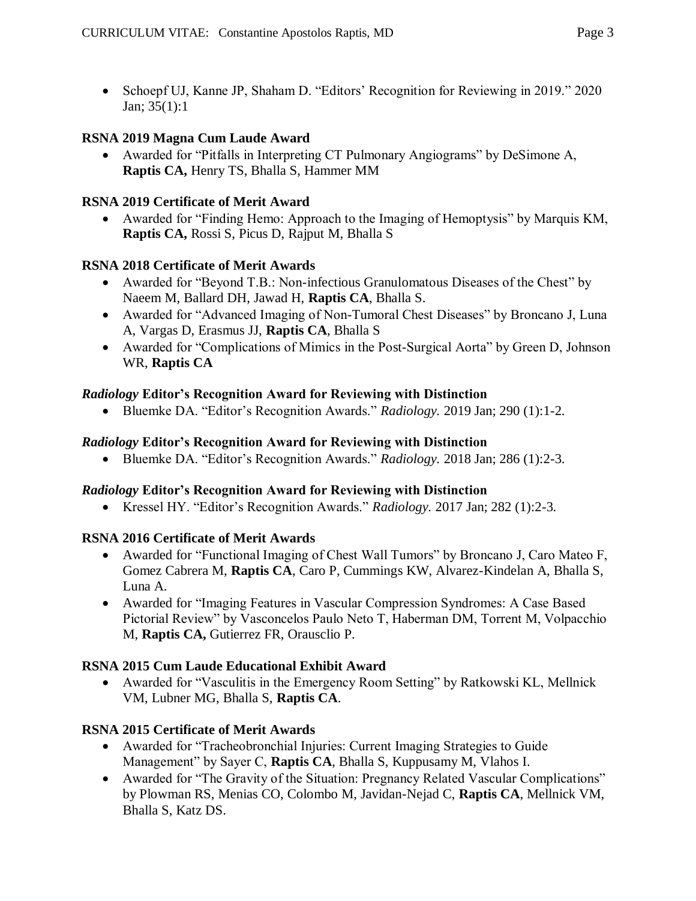- Schoepf UJ, Kanne JP, Shaham D. "Editors' Recognition for Reviewing in 2019." 2020 Jan; 35(1):1

**RSNA 2019 Magna Cum Laude Award**

- Awarded for "Pitfalls in Interpreting CT Pulmonary Angiograms" by DeSimone A, **Raptis CA,** Henry TS, Bhalla S, Hammer MM

**RSNA 2019 Certificate of Merit Award**

- Awarded for "Finding Hemo: Approach to the Imaging of Hemoptysis" by Marquis KM, **Raptis CA,** Rossi S, Picus D, Rajput M, Bhalla S

**RSNA 2018 Certificate of Merit Awards**

- Awarded for "Beyond T.B.: Non-infectious Granulomatous Diseases of the Chest" by Naeem M, Ballard DH, Jawad H, **Raptis CA**, Bhalla S.
- Awarded for "Advanced Imaging of Non-Tumoral Chest Diseases" by Broncano J, Luna A, Vargas D, Erasmus JJ, **Raptis CA**, Bhalla S
- Awarded for "Complications of Mimics in the Post-Surgical Aorta" by Green D, Johnson WR, **Raptis CA**

***Radiology* Editor's Recognition Award for Reviewing with Distinction**

- Bluemke DA. "Editor's Recognition Awards." *Radiology.* 2019 Jan; 290 (1):1-2.

***Radiology* Editor's Recognition Award for Reviewing with Distinction**

- Bluemke DA. "Editor's Recognition Awards." *Radiology.* 2018 Jan; 286 (1):2-3.

***Radiology* Editor's Recognition Award for Reviewing with Distinction**

- Kressel HY. "Editor's Recognition Awards." *Radiology.* 2017 Jan; 282 (1):2-3.

**RSNA 2016 Certificate of Merit Awards**

- Awarded for "Functional Imaging of Chest Wall Tumors" by Broncano J, Caro Mateo F, Gomez Cabrera M, **Raptis CA**, Caro P, Cummings KW, Alvarez-Kindelan A, Bhalla S, Luna A.
- Awarded for "Imaging Features in Vascular Compression Syndromes: A Case Based Pictorial Review" by Vasconcelos Paulo Neto T, Haberman DM, Torrent M, Volpacchio M, **Raptis CA,** Gutierrez FR, Orausclio P.

**RSNA 2015 Cum Laude Educational Exhibit Award**

- Awarded for "Vasculitis in the Emergency Room Setting" by Ratkowski KL, Mellnick VM, Lubner MG, Bhalla S, **Raptis CA**.

**RSNA 2015 Certificate of Merit Awards**

- Awarded for "Tracheobronchial Injuries: Current Imaging Strategies to Guide Management" by Sayer C, **Raptis CA**, Bhalla S, Kuppusamy M, Vlahos I.
- Awarded for "The Gravity of the Situation: Pregnancy Related Vascular Complications" by Plowman RS, Menias CO, Colombo M, Javidan-Nejad C, **Raptis CA**, Mellnick VM, Bhalla S, Katz DS.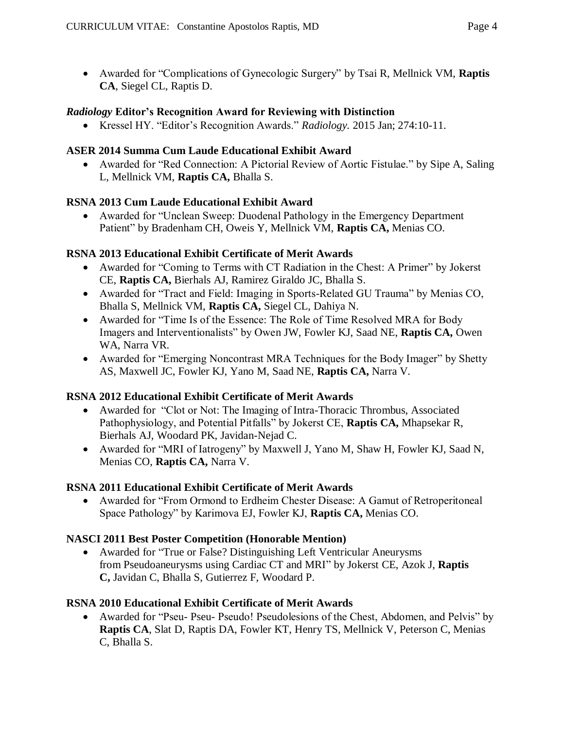- Awarded for "Complications of Gynecologic Surgery" by Tsai R, Mellnick VM, **Raptis CA**, Siegel CL, Raptis D.

### *Radiology* Editor's Recognition Award for Reviewing with Distinction

- Kressel HY. "Editor's Recognition Awards." *Radiology.* 2015 Jan; 274:10-11.

### ASER 2014 Summa Cum Laude Educational Exhibit Award

- Awarded for "Red Connection: A Pictorial Review of Aortic Fistulae." by Sipe A, Saling L, Mellnick VM, **Raptis CA,** Bhalla S.

### RSNA 2013 Cum Laude Educational Exhibit Award

- Awarded for "Unclean Sweep: Duodenal Pathology in the Emergency Department Patient" by Bradenham CH, Oweis Y, Mellnick VM, **Raptis CA,** Menias CO.

### RSNA 2013 Educational Exhibit Certificate of Merit Awards

- Awarded for "Coming to Terms with CT Radiation in the Chest: A Primer" by Jokerst CE, **Raptis CA,** Bierhals AJ, Ramirez Giraldo JC, Bhalla S.
- Awarded for "Tract and Field: Imaging in Sports-Related GU Trauma" by Menias CO, Bhalla S, Mellnick VM, **Raptis CA,** Siegel CL, Dahiya N.
- Awarded for "Time Is of the Essence: The Role of Time Resolved MRA for Body Imagers and Interventionalists" by Owen JW, Fowler KJ, Saad NE, **Raptis CA,** Owen WA, Narra VR.
- Awarded for "Emerging Noncontrast MRA Techniques for the Body Imager" by Shetty AS, Maxwell JC, Fowler KJ, Yano M, Saad NE, **Raptis CA,** Narra V.

### RSNA 2012 Educational Exhibit Certificate of Merit Awards

- Awarded for "Clot or Not: The Imaging of Intra-Thoracic Thrombus, Associated Pathophysiology, and Potential Pitfalls" by Jokerst CE, **Raptis CA,** Mhapsekar R, Bierhals AJ, Woodard PK, Javidan-Nejad C.
- Awarded for "MRI of Iatrogeny" by Maxwell J, Yano M, Shaw H, Fowler KJ, Saad N, Menias CO, **Raptis CA,** Narra V.

### RSNA 2011 Educational Exhibit Certificate of Merit Awards

- Awarded for "From Ormond to Erdheim Chester Disease: A Gamut of Retroperitoneal Space Pathology" by Karimova EJ, Fowler KJ, **Raptis CA,** Menias CO.

### NASCI 2011 Best Poster Competition (Honorable Mention)

- Awarded for "True or False? Distinguishing Left Ventricular Aneurysms from Pseudoaneurysms using Cardiac CT and MRI" by Jokerst CE, Azok J, **Raptis C,** Javidan C, Bhalla S, Gutierrez F, Woodard P.

### RSNA 2010 Educational Exhibit Certificate of Merit Awards

- Awarded for "Pseu- Pseu- Pseudo! Pseudolesions of the Chest, Abdomen, and Pelvis" by **Raptis CA**, Slat D, Raptis DA, Fowler KT, Henry TS, Mellnick V, Peterson C, Menias C, Bhalla S.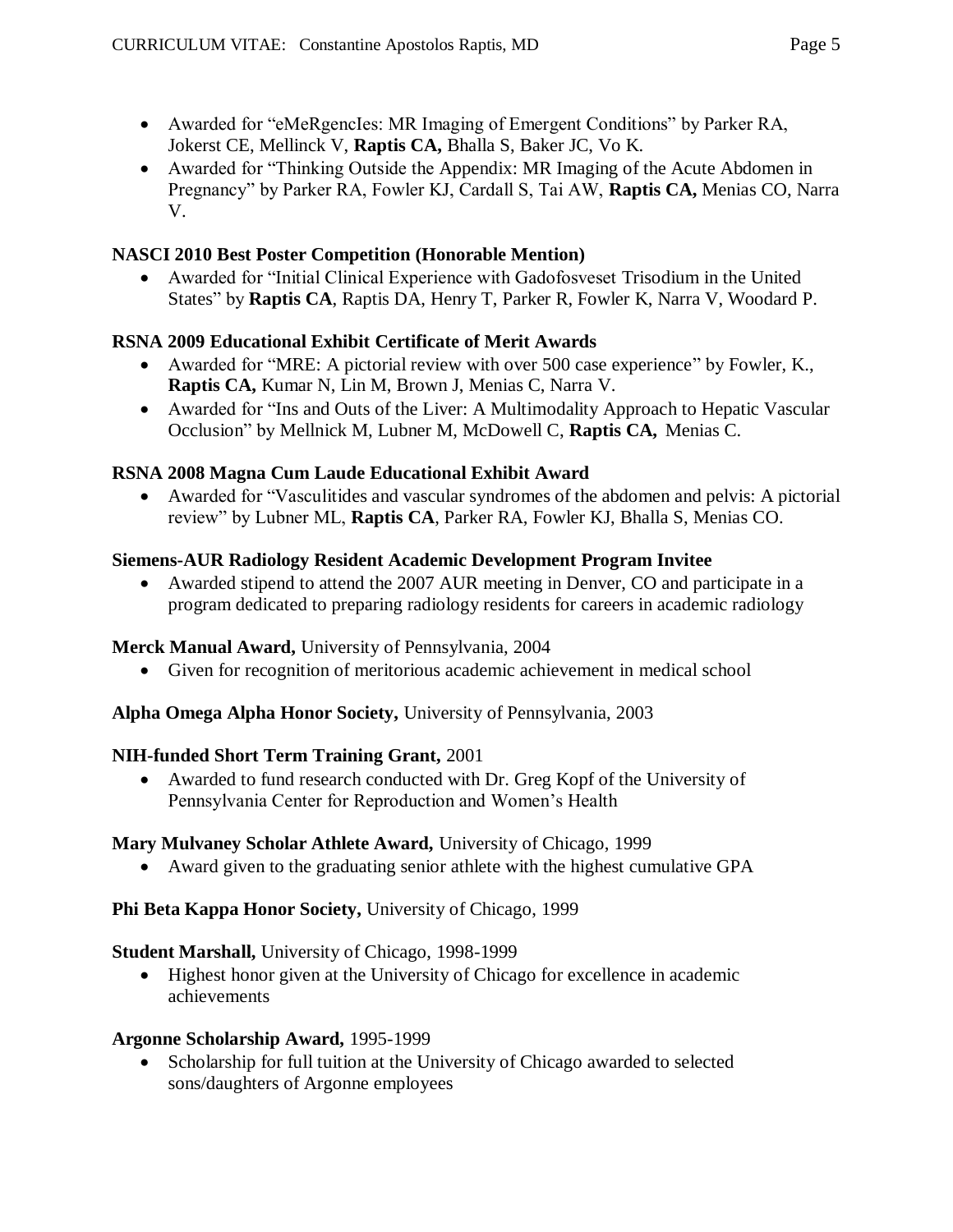- Awarded for "eMeRgencIes: MR Imaging of Emergent Conditions" by Parker RA, Jokerst CE, Mellinck V, **Raptis CA,** Bhalla S, Baker JC, Vo K.
- Awarded for "Thinking Outside the Appendix: MR Imaging of the Acute Abdomen in Pregnancy" by Parker RA, Fowler KJ, Cardall S, Tai AW, **Raptis CA,** Menias CO, Narra V.

**NASCI 2010 Best Poster Competition (Honorable Mention)**

- Awarded for "Initial Clinical Experience with Gadofosveset Trisodium in the United States" by **Raptis CA**, Raptis DA, Henry T, Parker R, Fowler K, Narra V, Woodard P.

**RSNA 2009 Educational Exhibit Certificate of Merit Awards**

- Awarded for "MRE: A pictorial review with over 500 case experience" by Fowler, K., **Raptis CA,** Kumar N, Lin M, Brown J, Menias C, Narra V.
- Awarded for "Ins and Outs of the Liver: A Multimodality Approach to Hepatic Vascular Occlusion" by Mellnick M, Lubner M, McDowell C, **Raptis CA,** Menias C.

**RSNA 2008 Magna Cum Laude Educational Exhibit Award**

- Awarded for "Vasculitides and vascular syndromes of the abdomen and pelvis: A pictorial review" by Lubner ML, **Raptis CA**, Parker RA, Fowler KJ, Bhalla S, Menias CO.

**Siemens-AUR Radiology Resident Academic Development Program Invitee**

- Awarded stipend to attend the 2007 AUR meeting in Denver, CO and participate in a program dedicated to preparing radiology residents for careers in academic radiology

**Merck Manual Award,** University of Pennsylvania, 2004

- Given for recognition of meritorious academic achievement in medical school

**Alpha Omega Alpha Honor Society,** University of Pennsylvania, 2003

**NIH-funded Short Term Training Grant,** 2001

- Awarded to fund research conducted with Dr. Greg Kopf of the University of Pennsylvania Center for Reproduction and Women's Health

**Mary Mulvaney Scholar Athlete Award,** University of Chicago, 1999

- Award given to the graduating senior athlete with the highest cumulative GPA

**Phi Beta Kappa Honor Society,** University of Chicago, 1999

**Student Marshall,** University of Chicago, 1998-1999

- Highest honor given at the University of Chicago for excellence in academic achievements

**Argonne Scholarship Award,** 1995-1999

- Scholarship for full tuition at the University of Chicago awarded to selected sons/daughters of Argonne employees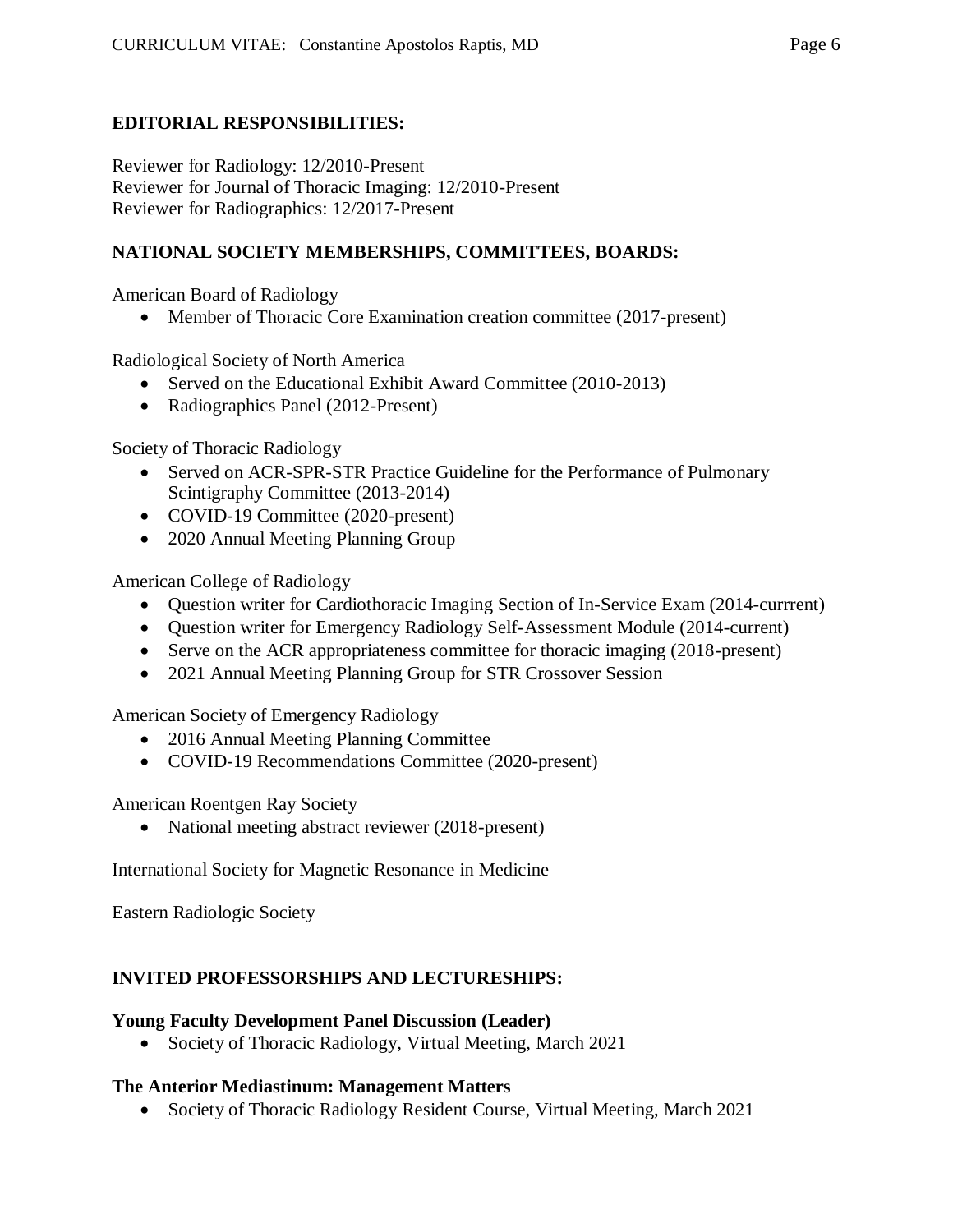## EDITORIAL RESPONSIBILITIES:

Reviewer for Radiology: 12/2010-Present
Reviewer for Journal of Thoracic Imaging: 12/2010-Present
Reviewer for Radiographics: 12/2017-Present

## NATIONAL SOCIETY MEMBERSHIPS, COMMITTEES, BOARDS:

American Board of Radiology

- Member of Thoracic Core Examination creation committee (2017-present)

Radiological Society of North America

- Served on the Educational Exhibit Award Committee (2010-2013)
- Radiographics Panel (2012-Present)

Society of Thoracic Radiology

- Served on ACR-SPR-STR Practice Guideline for the Performance of Pulmonary Scintigraphy Committee (2013-2014)
- COVID-19 Committee (2020-present)
- 2020 Annual Meeting Planning Group

American College of Radiology

- Question writer for Cardiothoracic Imaging Section of In-Service Exam (2014-currrent)
- Question writer for Emergency Radiology Self-Assessment Module (2014-current)
- Serve on the ACR appropriateness committee for thoracic imaging (2018-present)
- 2021 Annual Meeting Planning Group for STR Crossover Session

American Society of Emergency Radiology

- 2016 Annual Meeting Planning Committee
- COVID-19 Recommendations Committee (2020-present)

American Roentgen Ray Society

- National meeting abstract reviewer (2018-present)

International Society for Magnetic Resonance in Medicine

Eastern Radiologic Society

## INVITED PROFESSORSHIPS AND LECTURESHIPS:

### Young Faculty Development Panel Discussion (Leader)

- Society of Thoracic Radiology, Virtual Meeting, March 2021

### The Anterior Mediastinum: Management Matters

- Society of Thoracic Radiology Resident Course, Virtual Meeting, March 2021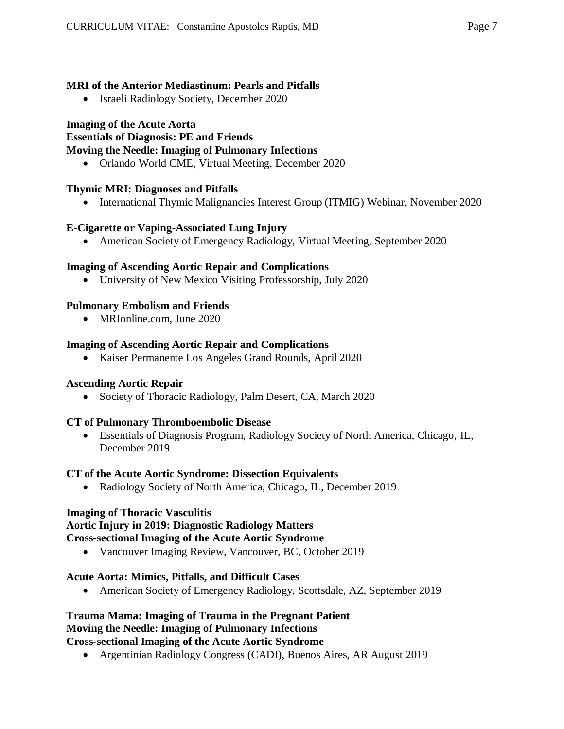**MRI of the Anterior Mediastinum: Pearls and Pitfalls**

- Israeli Radiology Society, December 2020

**Imaging of the Acute Aorta**
**Essentials of Diagnosis: PE and Friends**
**Moving the Needle: Imaging of Pulmonary Infections**

- Orlando World CME, Virtual Meeting, December 2020

**Thymic MRI: Diagnoses and Pitfalls**

- International Thymic Malignancies Interest Group (ITMIG) Webinar, November 2020

**E-Cigarette or Vaping-Associated Lung Injury**

- American Society of Emergency Radiology, Virtual Meeting, September 2020

**Imaging of Ascending Aortic Repair and Complications**

- University of New Mexico Visiting Professorship, July 2020

**Pulmonary Embolism and Friends**

- MRIonline.com, June 2020

**Imaging of Ascending Aortic Repair and Complications**

- Kaiser Permanente Los Angeles Grand Rounds, April 2020

**Ascending Aortic Repair**

- Society of Thoracic Radiology, Palm Desert, CA, March 2020

**CT of Pulmonary Thromboembolic Disease**

- Essentials of Diagnosis Program, Radiology Society of North America, Chicago, IL, December 2019

**CT of the Acute Aortic Syndrome: Dissection Equivalents**

- Radiology Society of North America, Chicago, IL, December 2019

**Imaging of Thoracic Vasculitis**
**Aortic Injury in 2019: Diagnostic Radiology Matters**
**Cross-sectional Imaging of the Acute Aortic Syndrome**

- Vancouver Imaging Review, Vancouver, BC, October 2019

**Acute Aorta: Mimics, Pitfalls, and Difficult Cases**

- American Society of Emergency Radiology, Scottsdale, AZ, September 2019

**Trauma Mama: Imaging of Trauma in the Pregnant Patient**
**Moving the Needle: Imaging of Pulmonary Infections**
**Cross-sectional Imaging of the Acute Aortic Syndrome**

- Argentinian Radiology Congress (CADI), Buenos Aires, AR August 2019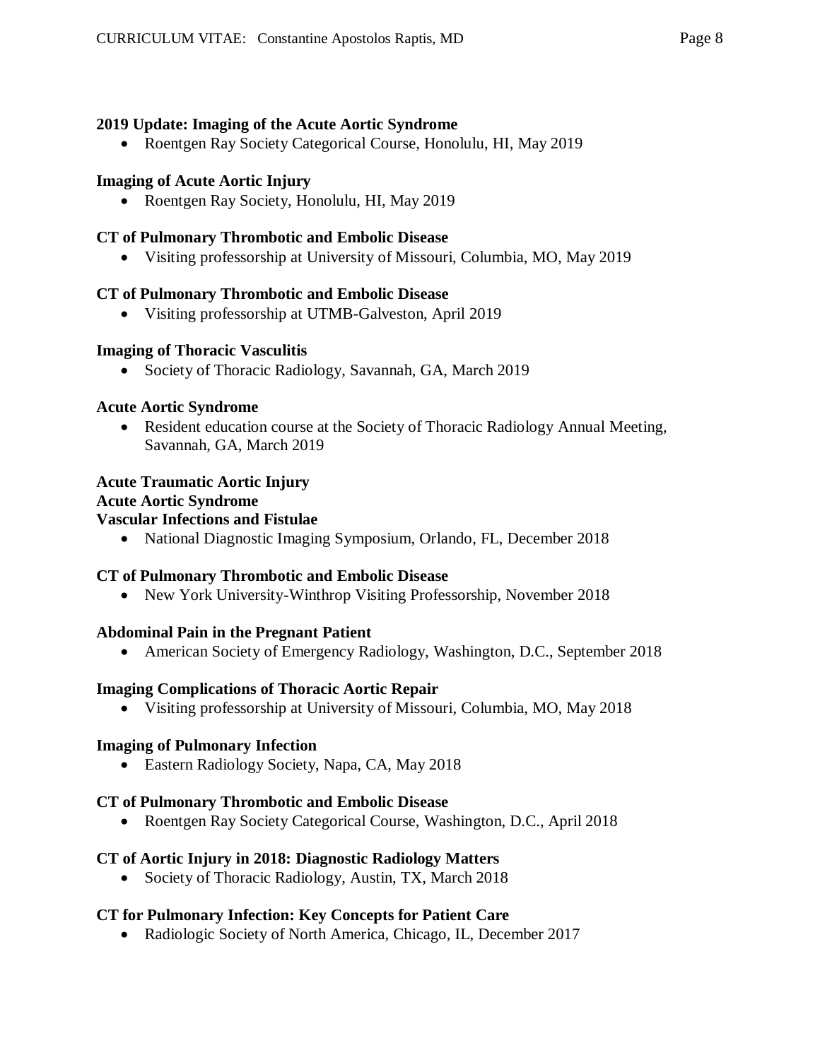**2019 Update: Imaging of the Acute Aortic Syndrome**

- Roentgen Ray Society Categorical Course, Honolulu, HI, May 2019

**Imaging of Acute Aortic Injury**

- Roentgen Ray Society, Honolulu, HI, May 2019

**CT of Pulmonary Thrombotic and Embolic Disease**

- Visiting professorship at University of Missouri, Columbia, MO, May 2019

**CT of Pulmonary Thrombotic and Embolic Disease**

- Visiting professorship at UTMB-Galveston, April 2019

**Imaging of Thoracic Vasculitis**

- Society of Thoracic Radiology, Savannah, GA, March 2019

**Acute Aortic Syndrome**

- Resident education course at the Society of Thoracic Radiology Annual Meeting, Savannah, GA, March 2019

**Acute Traumatic Aortic Injury**
**Acute Aortic Syndrome**
**Vascular Infections and Fistulae**

- National Diagnostic Imaging Symposium, Orlando, FL, December 2018

**CT of Pulmonary Thrombotic and Embolic Disease**

- New York University-Winthrop Visiting Professorship, November 2018

**Abdominal Pain in the Pregnant Patient**

- American Society of Emergency Radiology, Washington, D.C., September 2018

**Imaging Complications of Thoracic Aortic Repair**

- Visiting professorship at University of Missouri, Columbia, MO, May 2018

**Imaging of Pulmonary Infection**

- Eastern Radiology Society, Napa, CA, May 2018

**CT of Pulmonary Thrombotic and Embolic Disease**

- Roentgen Ray Society Categorical Course, Washington, D.C., April 2018

**CT of Aortic Injury in 2018: Diagnostic Radiology Matters**

- Society of Thoracic Radiology, Austin, TX, March 2018

**CT for Pulmonary Infection: Key Concepts for Patient Care**

- Radiologic Society of North America, Chicago, IL, December 2017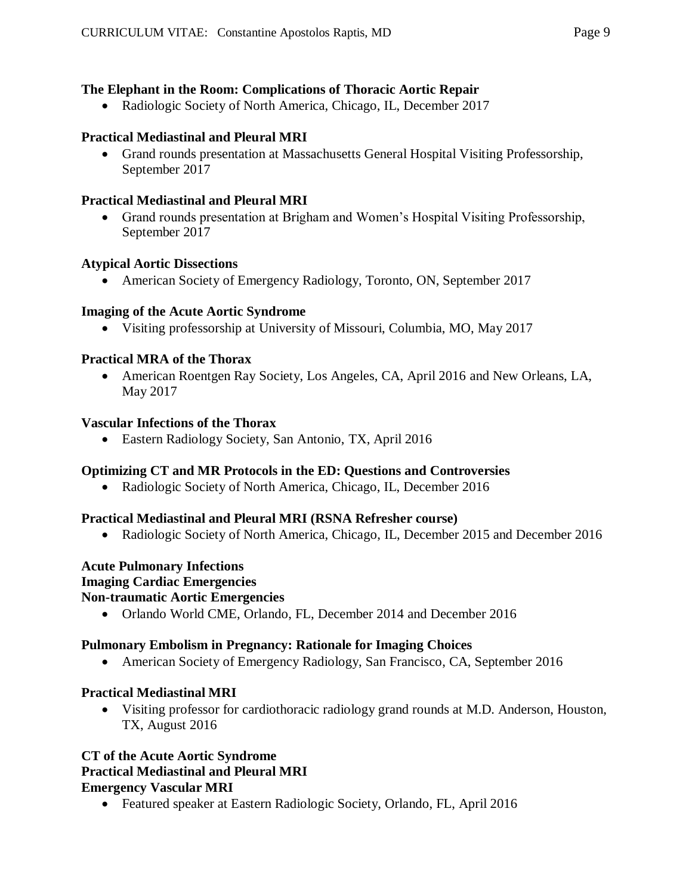**The Elephant in the Room: Complications of Thoracic Aortic Repair**

- Radiologic Society of North America, Chicago, IL, December 2017

**Practical Mediastinal and Pleural MRI**

- Grand rounds presentation at Massachusetts General Hospital Visiting Professorship, September 2017

**Practical Mediastinal and Pleural MRI**

- Grand rounds presentation at Brigham and Women's Hospital Visiting Professorship, September 2017

**Atypical Aortic Dissections**

- American Society of Emergency Radiology, Toronto, ON, September 2017

**Imaging of the Acute Aortic Syndrome**

- Visiting professorship at University of Missouri, Columbia, MO, May 2017

**Practical MRA of the Thorax**

- American Roentgen Ray Society, Los Angeles, CA, April 2016 and New Orleans, LA, May 2017

**Vascular Infections of the Thorax**

- Eastern Radiology Society, San Antonio, TX, April 2016

**Optimizing CT and MR Protocols in the ED: Questions and Controversies**

- Radiologic Society of North America, Chicago, IL, December 2016

**Practical Mediastinal and Pleural MRI (RSNA Refresher course)**

- Radiologic Society of North America, Chicago, IL, December 2015 and December 2016

**Acute Pulmonary Infections**
**Imaging Cardiac Emergencies**
**Non-traumatic Aortic Emergencies**

- Orlando World CME, Orlando, FL, December 2014 and December 2016

**Pulmonary Embolism in Pregnancy: Rationale for Imaging Choices**

- American Society of Emergency Radiology, San Francisco, CA, September 2016

**Practical Mediastinal MRI**

- Visiting professor for cardiothoracic radiology grand rounds at M.D. Anderson, Houston, TX, August 2016

**CT of the Acute Aortic Syndrome**
**Practical Mediastinal and Pleural MRI**
**Emergency Vascular MRI**

- Featured speaker at Eastern Radiologic Society, Orlando, FL, April 2016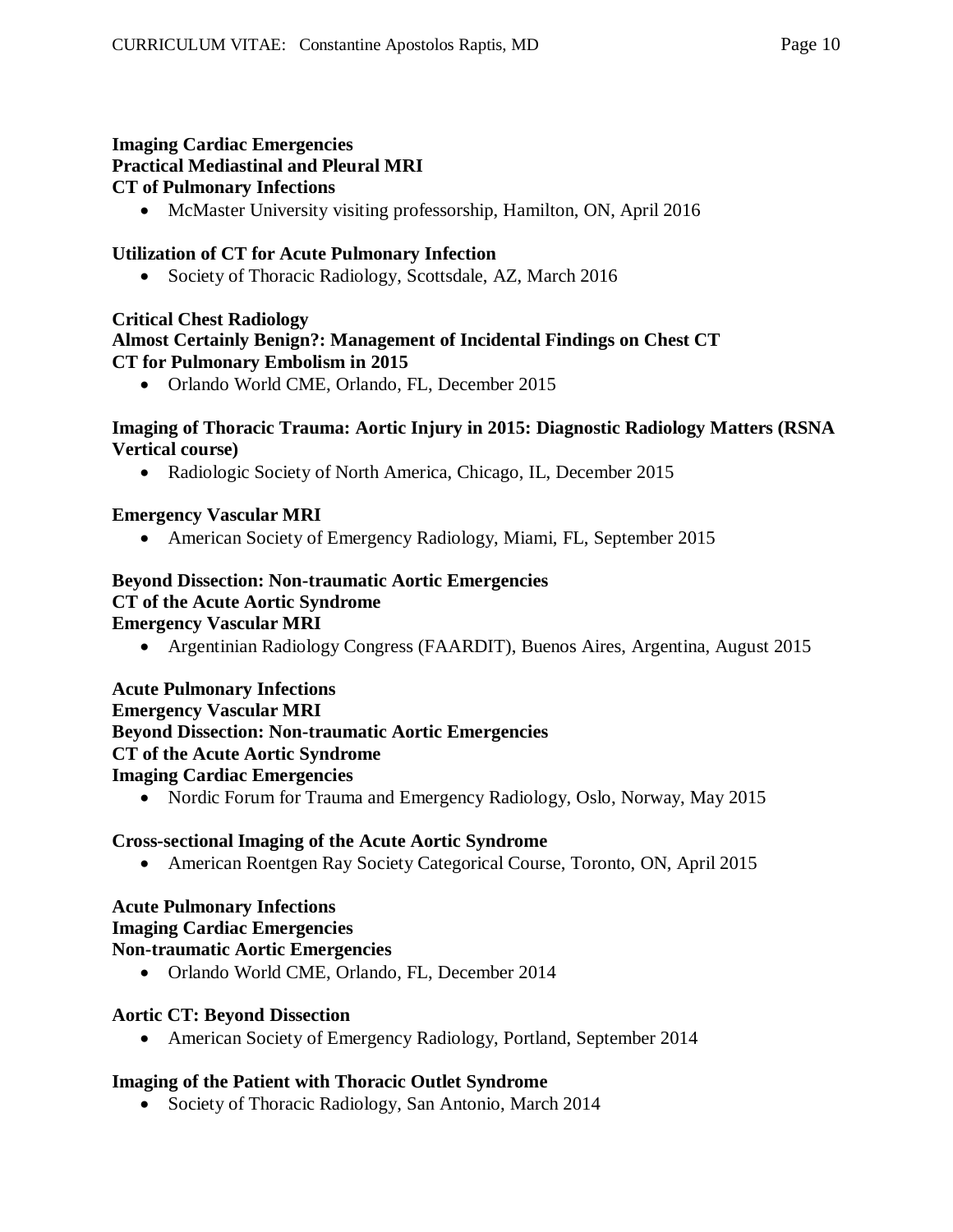**Imaging Cardiac Emergencies**
**Practical Mediastinal and Pleural MRI**
**CT of Pulmonary Infections**

- McMaster University visiting professorship, Hamilton, ON, April 2016

**Utilization of CT for Acute Pulmonary Infection**

- Society of Thoracic Radiology, Scottsdale, AZ, March 2016

**Critical Chest Radiology**
**Almost Certainly Benign?: Management of Incidental Findings on Chest CT**
**CT for Pulmonary Embolism in 2015**

- Orlando World CME, Orlando, FL, December 2015

**Imaging of Thoracic Trauma: Aortic Injury in 2015: Diagnostic Radiology Matters (RSNA Vertical course)**

- Radiologic Society of North America, Chicago, IL, December 2015

**Emergency Vascular MRI**

- American Society of Emergency Radiology, Miami, FL, September 2015

**Beyond Dissection: Non-traumatic Aortic Emergencies**
**CT of the Acute Aortic Syndrome**
**Emergency Vascular MRI**

- Argentinian Radiology Congress (FAARDIT), Buenos Aires, Argentina, August 2015

**Acute Pulmonary Infections**
**Emergency Vascular MRI**
**Beyond Dissection: Non-traumatic Aortic Emergencies**
**CT of the Acute Aortic Syndrome**
**Imaging Cardiac Emergencies**

- Nordic Forum for Trauma and Emergency Radiology, Oslo, Norway, May 2015

**Cross-sectional Imaging of the Acute Aortic Syndrome**

- American Roentgen Ray Society Categorical Course, Toronto, ON, April 2015

**Acute Pulmonary Infections**
**Imaging Cardiac Emergencies**
**Non-traumatic Aortic Emergencies**

- Orlando World CME, Orlando, FL, December 2014

**Aortic CT: Beyond Dissection**

- American Society of Emergency Radiology, Portland, September 2014

**Imaging of the Patient with Thoracic Outlet Syndrome**

- Society of Thoracic Radiology, San Antonio, March 2014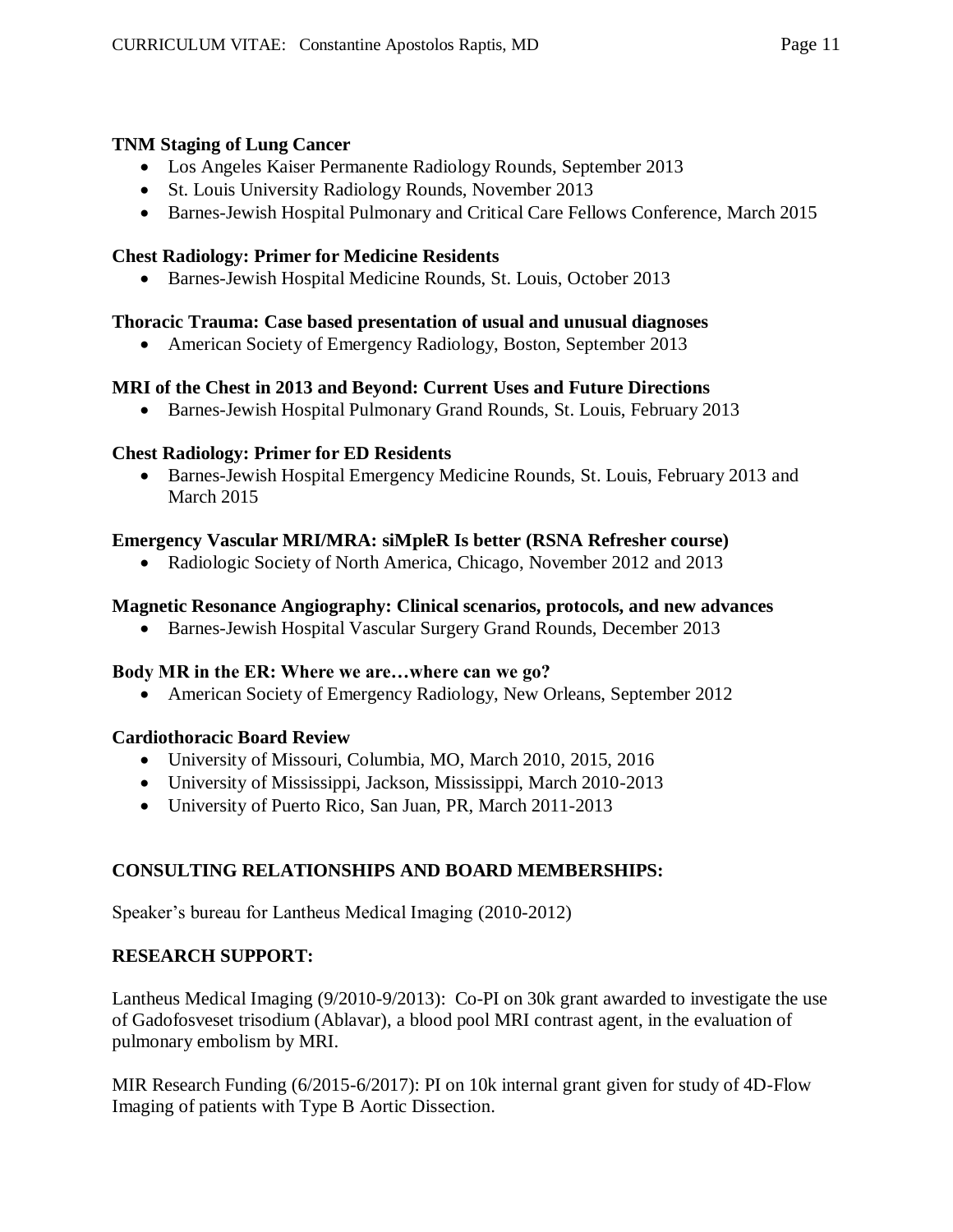**TNM Staging of Lung Cancer**

- Los Angeles Kaiser Permanente Radiology Rounds, September 2013
- St. Louis University Radiology Rounds, November 2013
- Barnes-Jewish Hospital Pulmonary and Critical Care Fellows Conference, March 2015

**Chest Radiology: Primer for Medicine Residents**

- Barnes-Jewish Hospital Medicine Rounds, St. Louis, October 2013

**Thoracic Trauma: Case based presentation of usual and unusual diagnoses**

- American Society of Emergency Radiology, Boston, September 2013

**MRI of the Chest in 2013 and Beyond: Current Uses and Future Directions**

- Barnes-Jewish Hospital Pulmonary Grand Rounds, St. Louis, February 2013

**Chest Radiology: Primer for ED Residents**

- Barnes-Jewish Hospital Emergency Medicine Rounds, St. Louis, February 2013 and March 2015

**Emergency Vascular MRI/MRA: siMpleR Is better (RSNA Refresher course)**

- Radiologic Society of North America, Chicago, November 2012 and 2013

**Magnetic Resonance Angiography: Clinical scenarios, protocols, and new advances**

- Barnes-Jewish Hospital Vascular Surgery Grand Rounds, December 2013

**Body MR in the ER: Where we are…where can we go?**

- American Society of Emergency Radiology, New Orleans, September 2012

**Cardiothoracic Board Review**

- University of Missouri, Columbia, MO, March 2010, 2015, 2016
- University of Mississippi, Jackson, Mississippi, March 2010-2013
- University of Puerto Rico, San Juan, PR, March 2011-2013

## CONSULTING RELATIONSHIPS AND BOARD MEMBERSHIPS:

Speaker's bureau for Lantheus Medical Imaging (2010-2012)

## RESEARCH SUPPORT:

Lantheus Medical Imaging (9/2010-9/2013): Co-PI on 30k grant awarded to investigate the use of Gadofosveset trisodium (Ablavar), a blood pool MRI contrast agent, in the evaluation of pulmonary embolism by MRI.

MIR Research Funding (6/2015-6/2017): PI on 10k internal grant given for study of 4D-Flow Imaging of patients with Type B Aortic Dissection.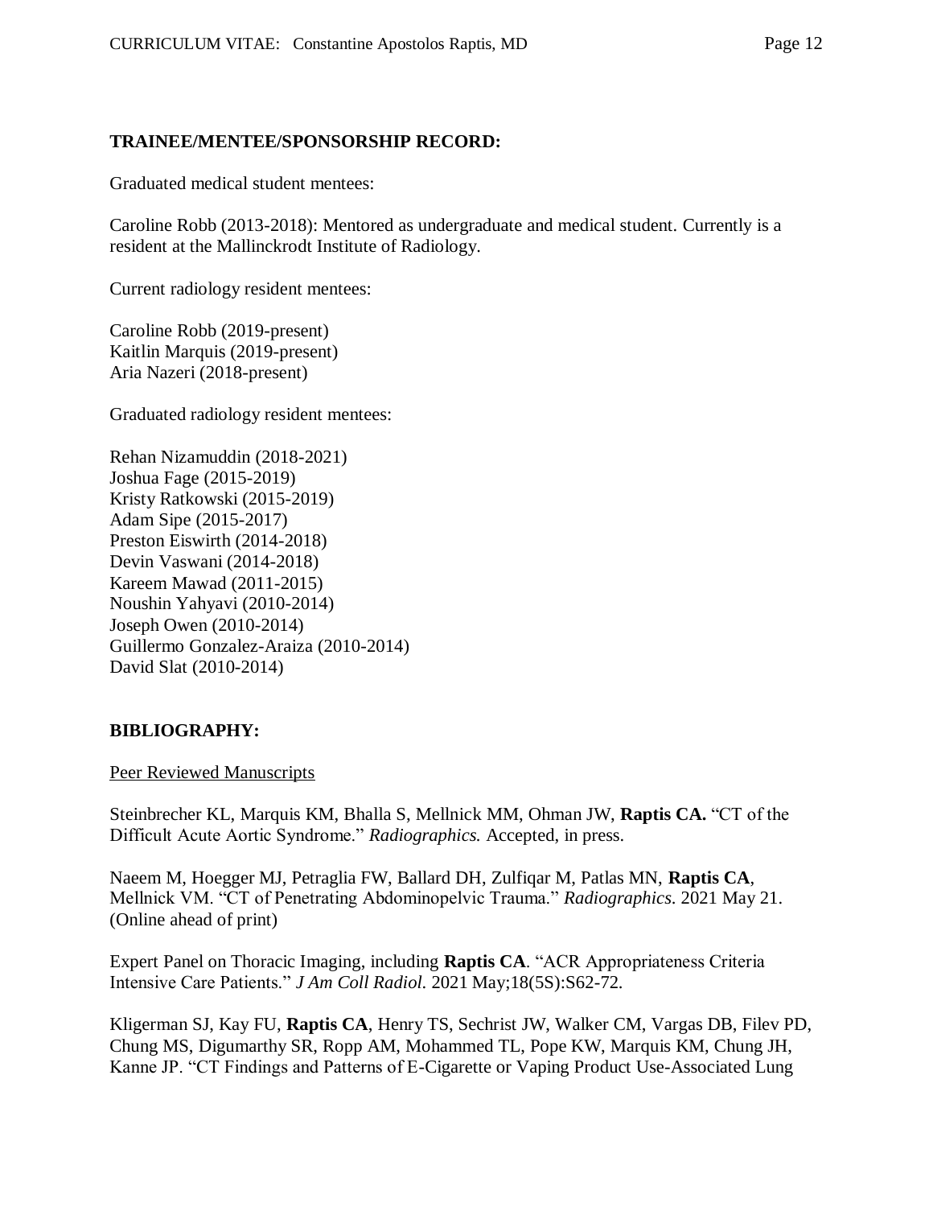## TRAINEE/MENTEE/SPONSORSHIP RECORD:

Graduated medical student mentees:

Caroline Robb (2013-2018): Mentored as undergraduate and medical student. Currently is a resident at the Mallinckrodt Institute of Radiology.

Current radiology resident mentees:

Caroline Robb (2019-present)
Kaitlin Marquis (2019-present)
Aria Nazeri (2018-present)

Graduated radiology resident mentees:

Rehan Nizamuddin (2018-2021)
Joshua Fage (2015-2019)
Kristy Ratkowski (2015-2019)
Adam Sipe (2015-2017)
Preston Eiswirth (2014-2018)
Devin Vaswani (2014-2018)
Kareem Mawad (2011-2015)
Noushin Yahyavi (2010-2014)
Joseph Owen (2010-2014)
Guillermo Gonzalez-Araiza (2010-2014)
David Slat (2010-2014)

## BIBLIOGRAPHY:

Peer Reviewed Manuscripts

Steinbrecher KL, Marquis KM, Bhalla S, Mellnick MM, Ohman JW, **Raptis CA.** "CT of the Difficult Acute Aortic Syndrome." *Radiographics.* Accepted, in press.

Naeem M, Hoegger MJ, Petraglia FW, Ballard DH, Zulfiqar M, Patlas MN, **Raptis CA**, Mellnick VM. "CT of Penetrating Abdominopelvic Trauma." *Radiographics.* 2021 May 21. (Online ahead of print)

Expert Panel on Thoracic Imaging, including **Raptis CA**. "ACR Appropriateness Criteria Intensive Care Patients." *J Am Coll Radiol.* 2021 May;18(5S):S62-72.

Kligerman SJ, Kay FU, **Raptis CA**, Henry TS, Sechrist JW, Walker CM, Vargas DB, Filev PD, Chung MS, Digumarthy SR, Ropp AM, Mohammed TL, Pope KW, Marquis KM, Chung JH, Kanne JP. "CT Findings and Patterns of E-Cigarette or Vaping Product Use-Associated Lung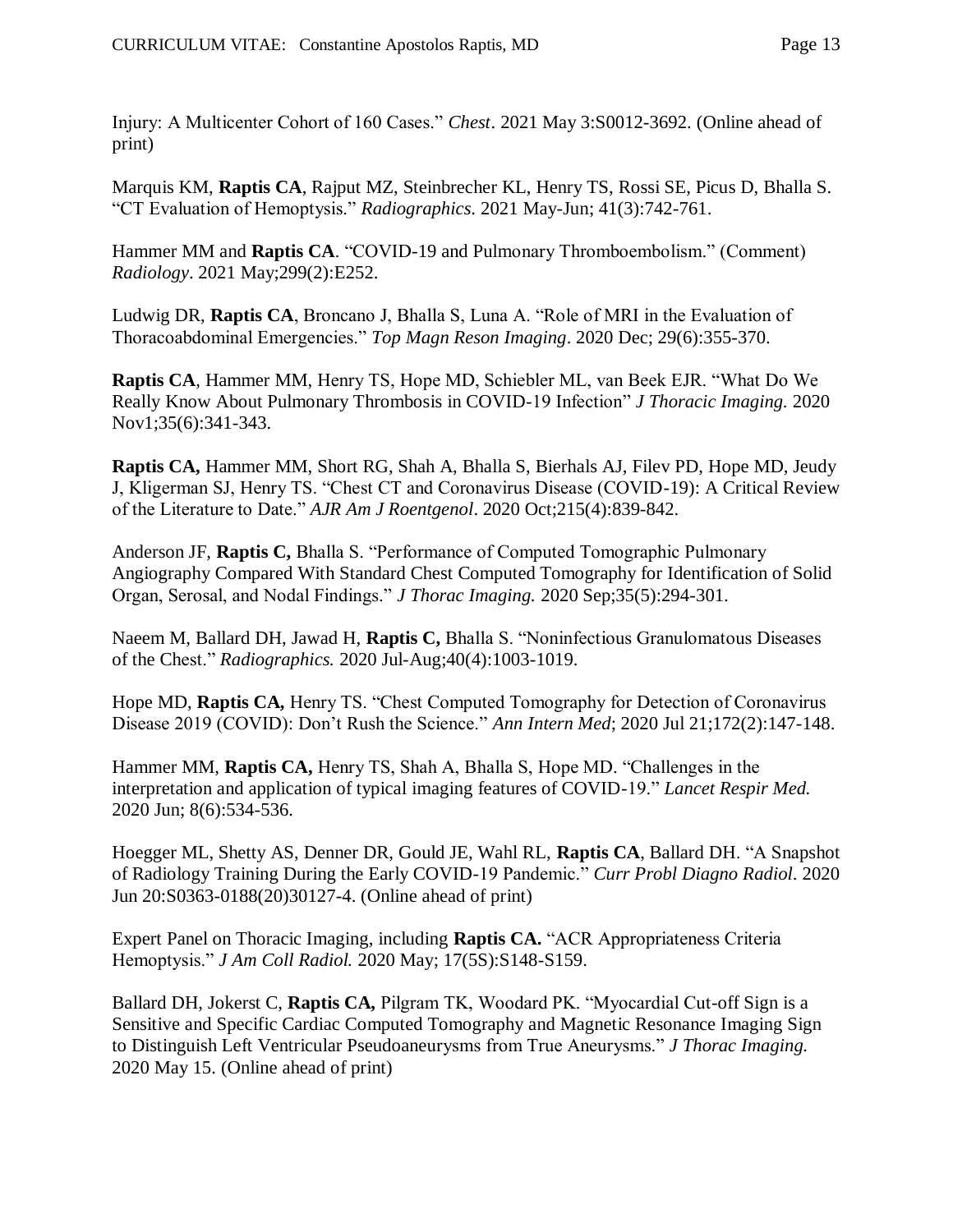Injury: A Multicenter Cohort of 160 Cases." *Chest*. 2021 May 3:S0012-3692. (Online ahead of print)

Marquis KM, **Raptis CA**, Rajput MZ, Steinbrecher KL, Henry TS, Rossi SE, Picus D, Bhalla S. "CT Evaluation of Hemoptysis." *Radiographics*. 2021 May-Jun; 41(3):742-761.

Hammer MM and **Raptis CA**. "COVID-19 and Pulmonary Thromboembolism." (Comment) *Radiology*. 2021 May;299(2):E252.

Ludwig DR, **Raptis CA**, Broncano J, Bhalla S, Luna A. "Role of MRI in the Evaluation of Thoracoabdominal Emergencies." *Top Magn Reson Imaging*. 2020 Dec; 29(6):355-370.

**Raptis CA**, Hammer MM, Henry TS, Hope MD, Schiebler ML, van Beek EJR. "What Do We Really Know About Pulmonary Thrombosis in COVID-19 Infection" *J Thoracic Imaging.* 2020 Nov1;35(6):341-343.

**Raptis CA,** Hammer MM, Short RG, Shah A, Bhalla S, Bierhals AJ, Filev PD, Hope MD, Jeudy J, Kligerman SJ, Henry TS. "Chest CT and Coronavirus Disease (COVID-19): A Critical Review of the Literature to Date." *AJR Am J Roentgenol*. 2020 Oct;215(4):839-842.

Anderson JF, **Raptis C,** Bhalla S. "Performance of Computed Tomographic Pulmonary Angiography Compared With Standard Chest Computed Tomography for Identification of Solid Organ, Serosal, and Nodal Findings." *J Thorac Imaging.* 2020 Sep;35(5):294-301.

Naeem M, Ballard DH, Jawad H, **Raptis C,** Bhalla S. "Noninfectious Granulomatous Diseases of the Chest." *Radiographics.* 2020 Jul-Aug;40(4):1003-1019.

Hope MD, **Raptis CA,** Henry TS. "Chest Computed Tomography for Detection of Coronavirus Disease 2019 (COVID): Don't Rush the Science." *Ann Intern Med*; 2020 Jul 21;172(2):147-148.

Hammer MM, **Raptis CA,** Henry TS, Shah A, Bhalla S, Hope MD. "Challenges in the interpretation and application of typical imaging features of COVID-19." *Lancet Respir Med.* 2020 Jun; 8(6):534-536.

Hoegger ML, Shetty AS, Denner DR, Gould JE, Wahl RL, **Raptis CA**, Ballard DH. "A Snapshot of Radiology Training During the Early COVID-19 Pandemic." *Curr Probl Diagno Radiol.* 2020 Jun 20:S0363-0188(20)30127-4. (Online ahead of print)

Expert Panel on Thoracic Imaging, including **Raptis CA.** "ACR Appropriateness Criteria Hemoptysis." *J Am Coll Radiol.* 2020 May; 17(5S):S148-S159.

Ballard DH, Jokerst C, **Raptis CA,** Pilgram TK, Woodard PK. "Myocardial Cut-off Sign is a Sensitive and Specific Cardiac Computed Tomography and Magnetic Resonance Imaging Sign to Distinguish Left Ventricular Pseudoaneurysms from True Aneurysms." *J Thorac Imaging.* 2020 May 15. (Online ahead of print)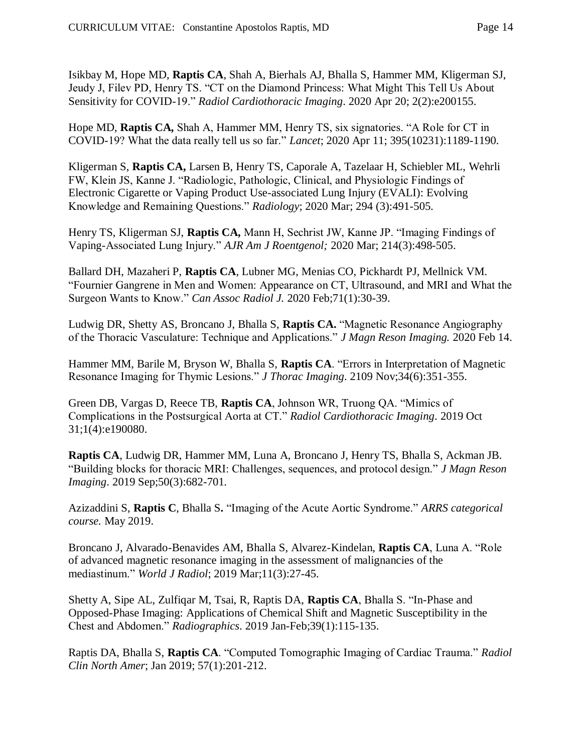Isikbay M, Hope MD, **Raptis CA**, Shah A, Bierhals AJ, Bhalla S, Hammer MM, Kligerman SJ, Jeudy J, Filev PD, Henry TS. "CT on the Diamond Princess: What Might This Tell Us About Sensitivity for COVID-19." *Radiol Cardiothoracic Imaging*. 2020 Apr 20; 2(2):e200155.

Hope MD, **Raptis CA,** Shah A, Hammer MM, Henry TS, six signatories. "A Role for CT in COVID-19? What the data really tell us so far." *Lancet*; 2020 Apr 11; 395(10231):1189-1190.

Kligerman S, **Raptis CA,** Larsen B, Henry TS, Caporale A, Tazelaar H, Schiebler ML, Wehrli FW, Klein JS, Kanne J. "Radiologic, Pathologic, Clinical, and Physiologic Findings of Electronic Cigarette or Vaping Product Use-associated Lung Injury (EVALI): Evolving Knowledge and Remaining Questions." *Radiology*; 2020 Mar; 294 (3):491-505.

Henry TS, Kligerman SJ, **Raptis CA,** Mann H, Sechrist JW, Kanne JP. "Imaging Findings of Vaping-Associated Lung Injury." *AJR Am J Roentgenol;* 2020 Mar; 214(3):498-505.

Ballard DH, Mazaheri P, **Raptis CA**, Lubner MG, Menias CO, Pickhardt PJ, Mellnick VM. "Fournier Gangrene in Men and Women: Appearance on CT, Ultrasound, and MRI and What the Surgeon Wants to Know." *Can Assoc Radiol J.* 2020 Feb;71(1):30-39.

Ludwig DR, Shetty AS, Broncano J, Bhalla S, **Raptis CA.** "Magnetic Resonance Angiography of the Thoracic Vasculature: Technique and Applications." *J Magn Reson Imaging.* 2020 Feb 14.

Hammer MM, Barile M, Bryson W, Bhalla S, **Raptis CA**. "Errors in Interpretation of Magnetic Resonance Imaging for Thymic Lesions." *J Thorac Imaging*. 2109 Nov;34(6):351-355.

Green DB, Vargas D, Reece TB, **Raptis CA**, Johnson WR, Truong QA. "Mimics of Complications in the Postsurgical Aorta at CT." *Radiol Cardiothoracic Imaging*. 2019 Oct 31;1(4):e190080.

**Raptis CA**, Ludwig DR, Hammer MM, Luna A, Broncano J, Henry TS, Bhalla S, Ackman JB. "Building blocks for thoracic MRI: Challenges, sequences, and protocol design." *J Magn Reson Imaging*. 2019 Sep;50(3):682-701.

Azizaddini S, **Raptis C**, Bhalla S**.** "Imaging of the Acute Aortic Syndrome." *ARRS categorical course.* May 2019.

Broncano J, Alvarado-Benavides AM, Bhalla S, Alvarez-Kindelan, **Raptis CA**, Luna A. "Role of advanced magnetic resonance imaging in the assessment of malignancies of the mediastinum." *World J Radiol*; 2019 Mar;11(3):27-45.

Shetty A, Sipe AL, Zulfiqar M, Tsai, R, Raptis DA, **Raptis CA**, Bhalla S. "In-Phase and Opposed-Phase Imaging: Applications of Chemical Shift and Magnetic Susceptibility in the Chest and Abdomen." *Radiographics*. 2019 Jan-Feb;39(1):115-135.

Raptis DA, Bhalla S, **Raptis CA**. "Computed Tomographic Imaging of Cardiac Trauma." *Radiol Clin North Amer*; Jan 2019; 57(1):201-212.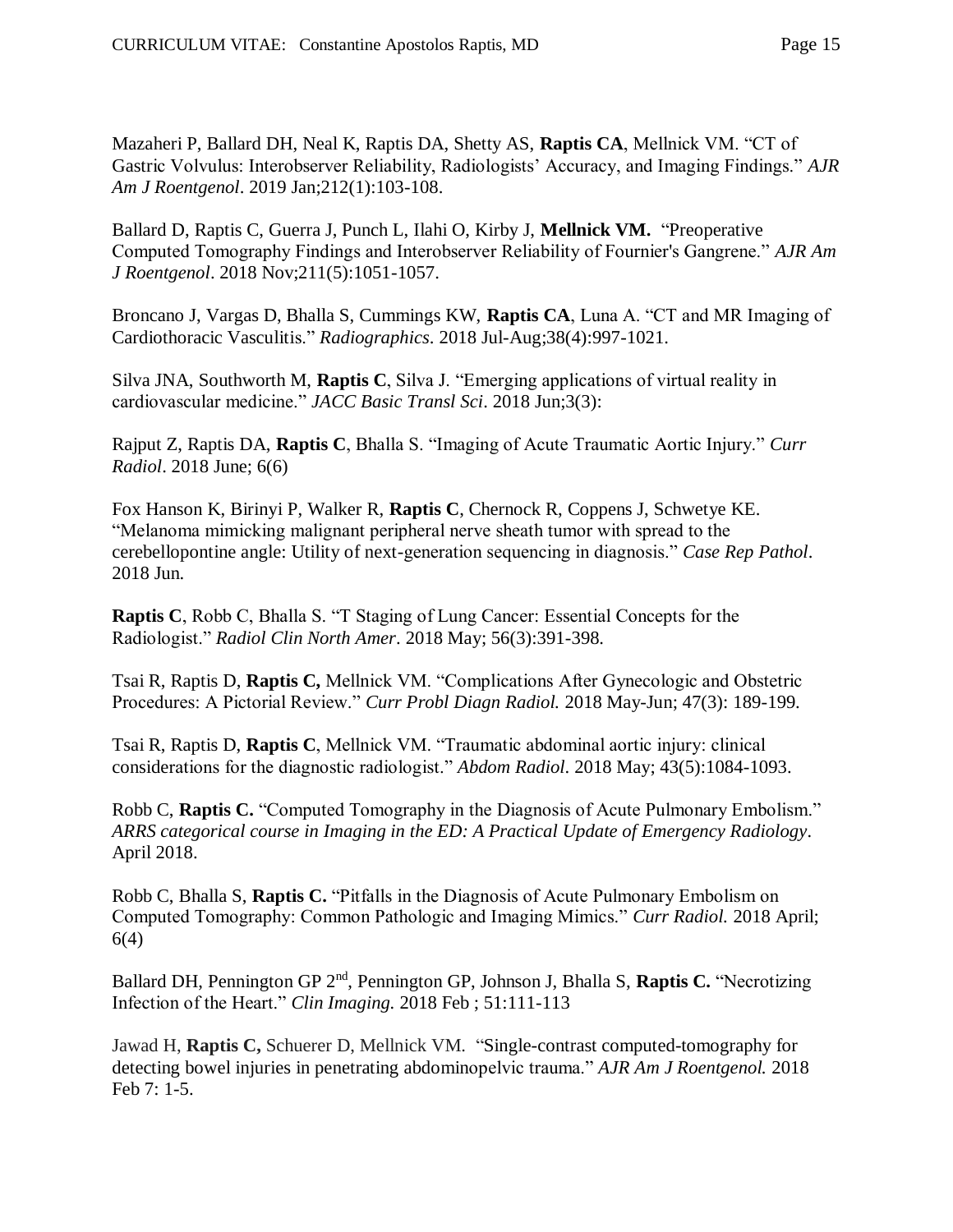Mazaheri P, Ballard DH, Neal K, Raptis DA, Shetty AS, **Raptis CA**, Mellnick VM. "CT of Gastric Volvulus: Interobserver Reliability, Radiologists' Accuracy, and Imaging Findings." *AJR Am J Roentgenol*. 2019 Jan;212(1):103-108.

Ballard D, Raptis C, Guerra J, Punch L, Ilahi O, Kirby J, **Mellnick VM.** "Preoperative Computed Tomography Findings and Interobserver Reliability of Fournier's Gangrene." *AJR Am J Roentgenol*. 2018 Nov;211(5):1051-1057.

Broncano J, Vargas D, Bhalla S, Cummings KW, **Raptis CA**, Luna A. "CT and MR Imaging of Cardiothoracic Vasculitis." *Radiographics*. 2018 Jul-Aug;38(4):997-1021.

Silva JNA, Southworth M, **Raptis C**, Silva J. "Emerging applications of virtual reality in cardiovascular medicine." *JACC Basic Transl Sci*. 2018 Jun;3(3):

Rajput Z, Raptis DA, **Raptis C**, Bhalla S. "Imaging of Acute Traumatic Aortic Injury." *Curr Radiol*. 2018 June; 6(6)

Fox Hanson K, Birinyi P, Walker R, **Raptis C**, Chernock R, Coppens J, Schwetye KE. "Melanoma mimicking malignant peripheral nerve sheath tumor with spread to the cerebellopontine angle: Utility of next-generation sequencing in diagnosis." *Case Rep Pathol*. 2018 Jun.

**Raptis C**, Robb C, Bhalla S. "T Staging of Lung Cancer: Essential Concepts for the Radiologist." *Radiol Clin North Amer*. 2018 May; 56(3):391-398.

Tsai R, Raptis D, **Raptis C,** Mellnick VM. "Complications After Gynecologic and Obstetric Procedures: A Pictorial Review." *Curr Probl Diagn Radiol.* 2018 May-Jun; 47(3): 189-199.

Tsai R, Raptis D, **Raptis C**, Mellnick VM. "Traumatic abdominal aortic injury: clinical considerations for the diagnostic radiologist." *Abdom Radiol*. 2018 May; 43(5):1084-1093.

Robb C, **Raptis C.** "Computed Tomography in the Diagnosis of Acute Pulmonary Embolism." *ARRS categorical course in Imaging in the ED: A Practical Update of Emergency Radiology*. April 2018.

Robb C, Bhalla S, **Raptis C.** "Pitfalls in the Diagnosis of Acute Pulmonary Embolism on Computed Tomography: Common Pathologic and Imaging Mimics." *Curr Radiol.* 2018 April; 6(4)

Ballard DH, Pennington GP 2nd, Pennington GP, Johnson J, Bhalla S, **Raptis C.** "Necrotizing Infection of the Heart." *Clin Imaging.* 2018 Feb ; 51:111-113

Jawad H, **Raptis C,** Schuerer D, Mellnick VM. "Single-contrast computed-tomography for detecting bowel injuries in penetrating abdominopelvic trauma." *AJR Am J Roentgenol.* 2018 Feb 7: 1-5.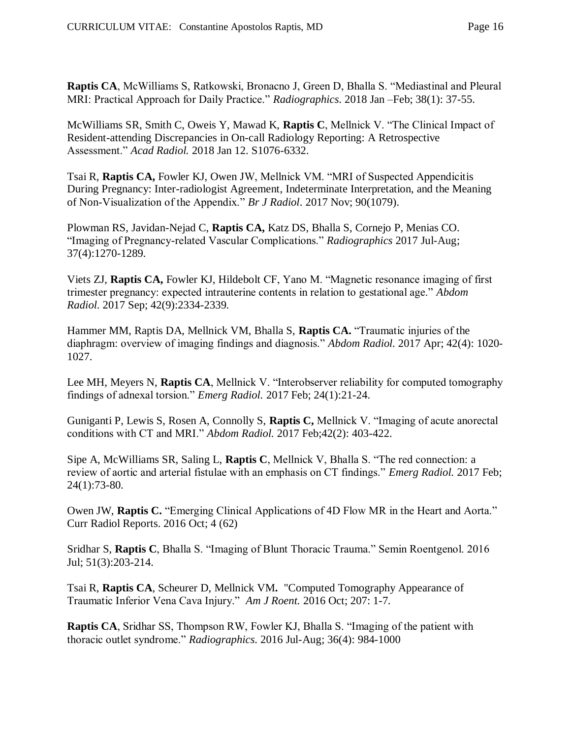**Raptis CA**, McWilliams S, Ratkowski, Bronacno J, Green D, Bhalla S. “Mediastinal and Pleural MRI: Practical Approach for Daily Practice.” *Radiographics.* 2018 Jan –Feb; 38(1): 37-55.

McWilliams SR, Smith C, Oweis Y, Mawad K, **Raptis C**, Mellnick V. “The Clinical Impact of Resident-attending Discrepancies in On-call Radiology Reporting: A Retrospective Assessment.” *Acad Radiol.* 2018 Jan 12. S1076-6332.

Tsai R, **Raptis CA,** Fowler KJ, Owen JW, Mellnick VM. “MRI of Suspected Appendicitis During Pregnancy: Inter-radiologist Agreement, Indeterminate Interpretation, and the Meaning of Non-Visualization of the Appendix.” *Br J Radiol*. 2017 Nov; 90(1079).

Plowman RS, Javidan-Nejad C, **Raptis CA,** Katz DS, Bhalla S, Cornejo P, Menias CO. “Imaging of Pregnancy-related Vascular Complications.” *Radiographics* 2017 Jul-Aug; 37(4):1270-1289.

Viets ZJ, **Raptis CA,** Fowler KJ, Hildebolt CF, Yano M. “Magnetic resonance imaging of first trimester pregnancy: expected intrauterine contents in relation to gestational age.” *Abdom Radiol.* 2017 Sep; 42(9):2334-2339.

Hammer MM, Raptis DA, Mellnick VM, Bhalla S, **Raptis CA.** “Traumatic injuries of the diaphragm: overview of imaging findings and diagnosis.” *Abdom Radiol.* 2017 Apr; 42(4): 1020-1027.

Lee MH, Meyers N, **Raptis CA**, Mellnick V. “Interobserver reliability for computed tomography findings of adnexal torsion.” *Emerg Radiol.* 2017 Feb; 24(1):21-24.

Guniganti P, Lewis S, Rosen A, Connolly S, **Raptis C,** Mellnick V. “Imaging of acute anorectal conditions with CT and MRI.” *Abdom Radiol.* 2017 Feb;42(2): 403-422.

Sipe A, McWilliams SR, Saling L, **Raptis C**, Mellnick V, Bhalla S. “The red connection: a review of aortic and arterial fistulae with an emphasis on CT findings.” *Emerg Radiol.* 2017 Feb; 24(1):73-80.

Owen JW, **Raptis C.** “Emerging Clinical Applications of 4D Flow MR in the Heart and Aorta.” Curr Radiol Reports. 2016 Oct; 4 (62)

Sridhar S, **Raptis C**, Bhalla S. “Imaging of Blunt Thoracic Trauma.” Semin Roentgenol. 2016 Jul; 51(3):203-214.

Tsai R, **Raptis CA**, Scheurer D, Mellnick VM**.** "Computed Tomography Appearance of Traumatic Inferior Vena Cava Injury.” *Am J Roent.* 2016 Oct; 207: 1-7.

**Raptis CA**, Sridhar SS, Thompson RW, Fowler KJ, Bhalla S. “Imaging of the patient with thoracic outlet syndrome.” *Radiographics.* 2016 Jul-Aug; 36(4): 984-1000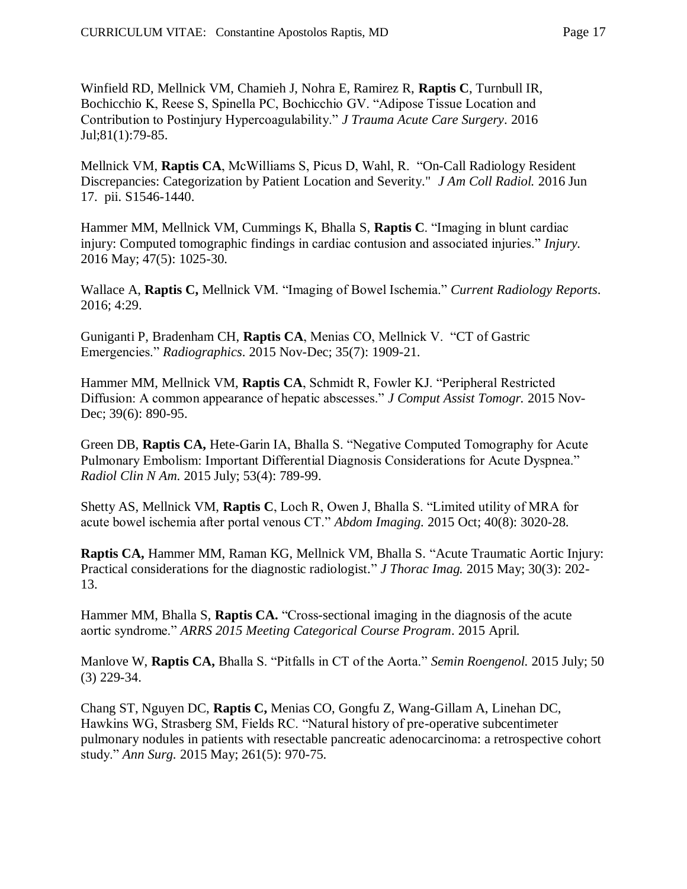Winfield RD, Mellnick VM, Chamieh J, Nohra E, Ramirez R, **Raptis C**, Turnbull IR, Bochicchio K, Reese S, Spinella PC, Bochicchio GV. "Adipose Tissue Location and Contribution to Postinjury Hypercoagulability." *J Trauma Acute Care Surgery*. 2016 Jul;81(1):79-85.

Mellnick VM, **Raptis CA**, McWilliams S, Picus D, Wahl, R. "On-Call Radiology Resident Discrepancies: Categorization by Patient Location and Severity." *J Am Coll Radiol.* 2016 Jun 17. pii. S1546-1440.

Hammer MM, Mellnick VM, Cummings K, Bhalla S, **Raptis C**. "Imaging in blunt cardiac injury: Computed tomographic findings in cardiac contusion and associated injuries." *Injury.* 2016 May; 47(5): 1025-30.

Wallace A, **Raptis C,** Mellnick VM. "Imaging of Bowel Ischemia." *Current Radiology Reports*. 2016; 4:29.

Guniganti P, Bradenham CH, **Raptis CA**, Menias CO, Mellnick V. "CT of Gastric Emergencies." *Radiographics*. 2015 Nov-Dec; 35(7): 1909-21.

Hammer MM, Mellnick VM, **Raptis CA**, Schmidt R, Fowler KJ. "Peripheral Restricted Diffusion: A common appearance of hepatic abscesses." *J Comput Assist Tomogr.* 2015 Nov-Dec; 39(6): 890-95.

Green DB, **Raptis CA,** Hete-Garin IA, Bhalla S. "Negative Computed Tomography for Acute Pulmonary Embolism: Important Differential Diagnosis Considerations for Acute Dyspnea." *Radiol Clin N Am.* 2015 July; 53(4): 789-99.

Shetty AS, Mellnick VM, **Raptis C**, Loch R, Owen J, Bhalla S. "Limited utility of MRA for acute bowel ischemia after portal venous CT." *Abdom Imaging.* 2015 Oct; 40(8): 3020-28.

**Raptis CA,** Hammer MM, Raman KG, Mellnick VM, Bhalla S. "Acute Traumatic Aortic Injury: Practical considerations for the diagnostic radiologist." *J Thorac Imag.* 2015 May; 30(3): 202-13.

Hammer MM, Bhalla S, **Raptis CA.** "Cross-sectional imaging in the diagnosis of the acute aortic syndrome." *ARRS 2015 Meeting Categorical Course Program*. 2015 April.

Manlove W, **Raptis CA,** Bhalla S. "Pitfalls in CT of the Aorta." *Semin Roengenol.* 2015 July; 50 (3) 229-34.

Chang ST, Nguyen DC, **Raptis C,** Menias CO, Gongfu Z, Wang-Gillam A, Linehan DC, Hawkins WG, Strasberg SM, Fields RC. "Natural history of pre-operative subcentimeter pulmonary nodules in patients with resectable pancreatic adenocarcinoma: a retrospective cohort study." *Ann Surg.* 2015 May; 261(5): 970-75.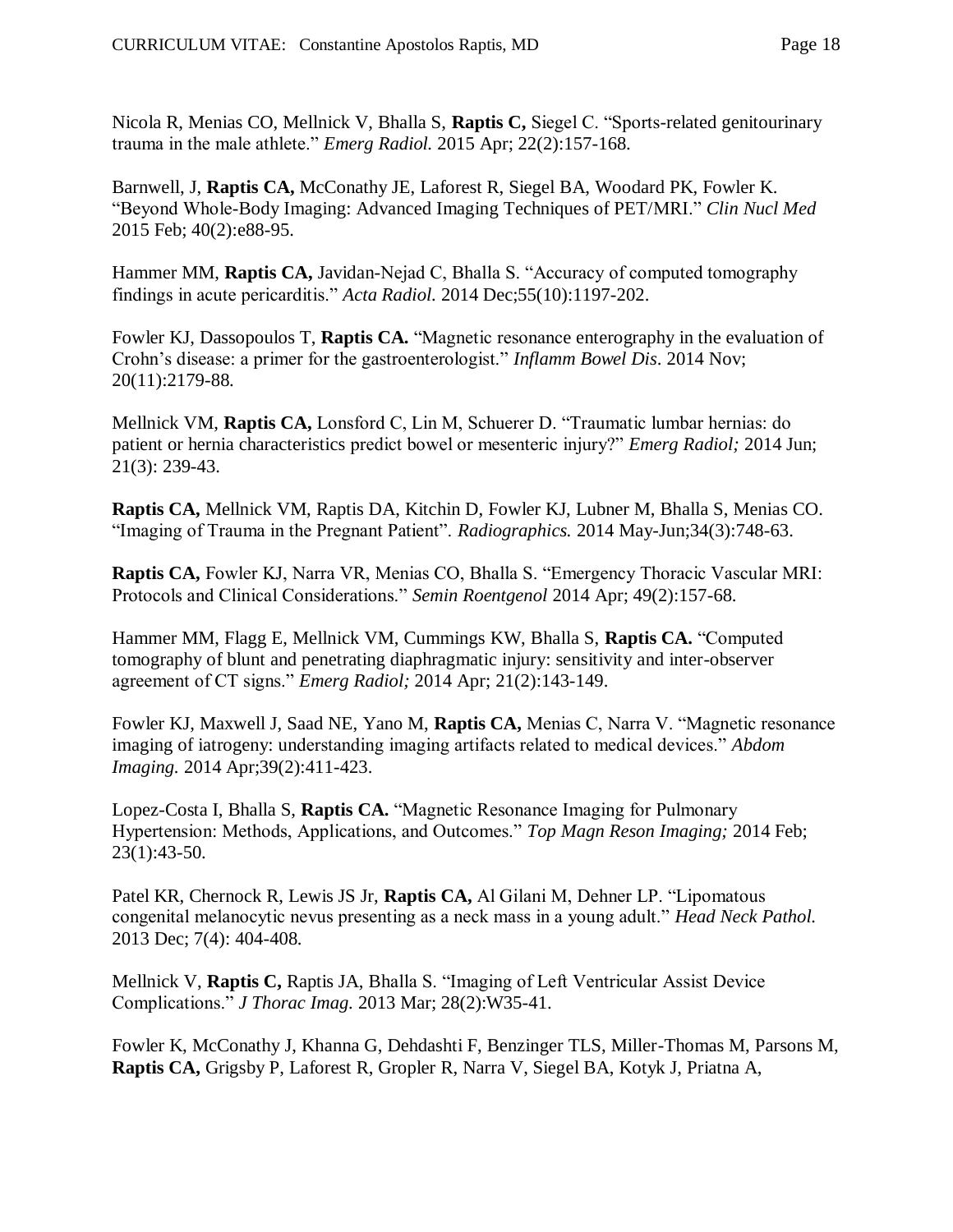Nicola R, Menias CO, Mellnick V, Bhalla S, **Raptis C,** Siegel C. "Sports-related genitourinary trauma in the male athlete." *Emerg Radiol.* 2015 Apr; 22(2):157-168.

Barnwell, J, **Raptis CA,** McConathy JE, Laforest R, Siegel BA, Woodard PK, Fowler K. "Beyond Whole-Body Imaging: Advanced Imaging Techniques of PET/MRI." *Clin Nucl Med* 2015 Feb; 40(2):e88-95.

Hammer MM, **Raptis CA,** Javidan-Nejad C, Bhalla S. "Accuracy of computed tomography findings in acute pericarditis." *Acta Radiol.* 2014 Dec;55(10):1197-202.

Fowler KJ, Dassopoulos T, **Raptis CA.** "Magnetic resonance enterography in the evaluation of Crohn's disease: a primer for the gastroenterologist." *Inflamm Bowel Dis*. 2014 Nov; 20(11):2179-88.

Mellnick VM, **Raptis CA,** Lonsford C, Lin M, Schuerer D. "Traumatic lumbar hernias: do patient or hernia characteristics predict bowel or mesenteric injury?" *Emerg Radiol;* 2014 Jun; 21(3): 239-43.

**Raptis CA,** Mellnick VM, Raptis DA, Kitchin D, Fowler KJ, Lubner M, Bhalla S, Menias CO. "Imaging of Trauma in the Pregnant Patient". *Radiographics.* 2014 May-Jun;34(3):748-63.

**Raptis CA,** Fowler KJ, Narra VR, Menias CO, Bhalla S. "Emergency Thoracic Vascular MRI: Protocols and Clinical Considerations." *Semin Roentgenol* 2014 Apr; 49(2):157-68.

Hammer MM, Flagg E, Mellnick VM, Cummings KW, Bhalla S, **Raptis CA.** "Computed tomography of blunt and penetrating diaphragmatic injury: sensitivity and inter-observer agreement of CT signs." *Emerg Radiol;* 2014 Apr; 21(2):143-149.

Fowler KJ, Maxwell J, Saad NE, Yano M, **Raptis CA,** Menias C, Narra V. "Magnetic resonance imaging of iatrogeny: understanding imaging artifacts related to medical devices." *Abdom Imaging.* 2014 Apr;39(2):411-423.

Lopez-Costa I, Bhalla S, **Raptis CA.** "Magnetic Resonance Imaging for Pulmonary Hypertension: Methods, Applications, and Outcomes." *Top Magn Reson Imaging;* 2014 Feb; 23(1):43-50.

Patel KR, Chernock R, Lewis JS Jr, **Raptis CA,** Al Gilani M, Dehner LP. "Lipomatous congenital melanocytic nevus presenting as a neck mass in a young adult." *Head Neck Pathol.* 2013 Dec; 7(4): 404-408.

Mellnick V, **Raptis C,** Raptis JA, Bhalla S. "Imaging of Left Ventricular Assist Device Complications." *J Thorac Imag.* 2013 Mar; 28(2):W35-41.

Fowler K, McConathy J, Khanna G, Dehdashti F, Benzinger TLS, Miller-Thomas M, Parsons M, **Raptis CA,** Grigsby P, Laforest R, Gropler R, Narra V, Siegel BA, Kotyk J, Priatna A,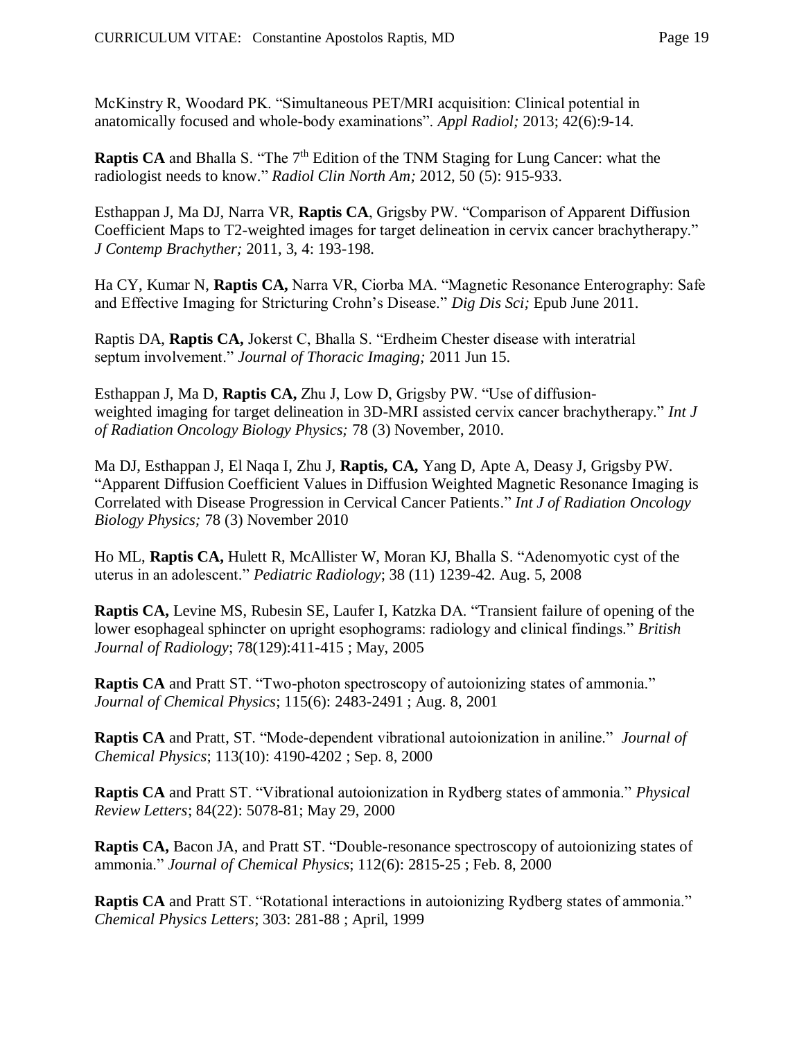McKinstry R, Woodard PK. “Simultaneous PET/MRI acquisition: Clinical potential in anatomically focused and whole-body examinations”. *Appl Radiol;* 2013; 42(6):9-14.

**Raptis CA** and Bhalla S. “The 7th Edition of the TNM Staging for Lung Cancer: what the radiologist needs to know.” *Radiol Clin North Am;* 2012, 50 (5): 915-933.

Esthappan J, Ma DJ, Narra VR, **Raptis CA**, Grigsby PW. “Comparison of Apparent Diffusion Coefficient Maps to T2-weighted images for target delineation in cervix cancer brachytherapy.” *J Contemp Brachyther;* 2011, 3, 4: 193-198.

Ha CY, Kumar N, **Raptis CA,** Narra VR, Ciorba MA. “Magnetic Resonance Enterography: Safe and Effective Imaging for Stricturing Crohn’s Disease.” *Dig Dis Sci;* Epub June 2011.

Raptis DA, **Raptis CA,** Jokerst C, Bhalla S. “Erdheim Chester disease with interatrial septum involvement.” *Journal of Thoracic Imaging;* 2011 Jun 15.

Esthappan J, Ma D, **Raptis CA,** Zhu J, Low D, Grigsby PW. “Use of diffusion-weighted imaging for target delineation in 3D-MRI assisted cervix cancer brachytherapy.” *Int J of Radiation Oncology Biology Physics;* 78 (3) November, 2010.

Ma DJ, Esthappan J, El Naqa I, Zhu J, **Raptis, CA,** Yang D, Apte A, Deasy J, Grigsby PW. “Apparent Diffusion Coefficient Values in Diffusion Weighted Magnetic Resonance Imaging is Correlated with Disease Progression in Cervical Cancer Patients.” *Int J of Radiation Oncology Biology Physics;* 78 (3) November 2010

Ho ML, **Raptis CA,** Hulett R, McAllister W, Moran KJ, Bhalla S. “Adenomyotic cyst of the uterus in an adolescent.” *Pediatric Radiology*; 38 (11) 1239-42. Aug. 5, 2008

**Raptis CA,** Levine MS, Rubesin SE, Laufer I, Katzka DA. “Transient failure of opening of the lower esophageal sphincter on upright esophograms: radiology and clinical findings.” *British Journal of Radiology*; 78(129):411-415 ; May, 2005

**Raptis CA** and Pratt ST. “Two-photon spectroscopy of autoionizing states of ammonia.” *Journal of Chemical Physics*; 115(6): 2483-2491 ; Aug. 8, 2001

**Raptis CA** and Pratt, ST. “Mode-dependent vibrational autoionization in aniline.” *Journal of Chemical Physics*; 113(10): 4190-4202 ; Sep. 8, 2000

**Raptis CA** and Pratt ST. “Vibrational autoionization in Rydberg states of ammonia.” *Physical Review Letters*; 84(22): 5078-81; May 29, 2000

**Raptis CA,** Bacon JA, and Pratt ST. “Double-resonance spectroscopy of autoionizing states of ammonia.” *Journal of Chemical Physics*; 112(6): 2815-25 ; Feb. 8, 2000

**Raptis CA** and Pratt ST. “Rotational interactions in autoionizing Rydberg states of ammonia.” *Chemical Physics Letters*; 303: 281-88 ; April, 1999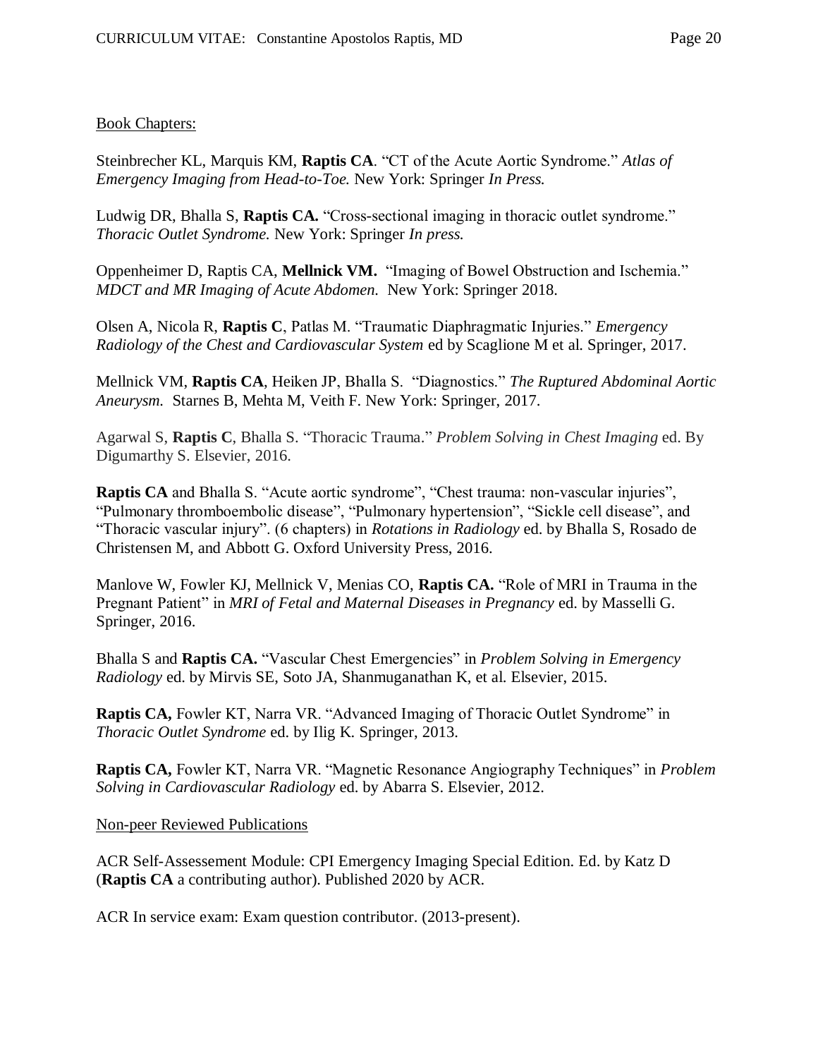Book Chapters:

Steinbrecher KL, Marquis KM, **Raptis CA**. "CT of the Acute Aortic Syndrome." *Atlas of Emergency Imaging from Head-to-Toe.* New York: Springer *In Press.*

Ludwig DR, Bhalla S, **Raptis CA.** "Cross-sectional imaging in thoracic outlet syndrome." *Thoracic Outlet Syndrome.* New York: Springer *In press.*

Oppenheimer D, Raptis CA, **Mellnick VM.** "Imaging of Bowel Obstruction and Ischemia." *MDCT and MR Imaging of Acute Abdomen.* New York: Springer 2018.

Olsen A, Nicola R, **Raptis C**, Patlas M. "Traumatic Diaphragmatic Injuries." *Emergency Radiology of the Chest and Cardiovascular System* ed by Scaglione M et al. Springer, 2017.

Mellnick VM, **Raptis CA**, Heiken JP, Bhalla S. "Diagnostics." *The Ruptured Abdominal Aortic Aneurysm.* Starnes B, Mehta M, Veith F. New York: Springer, 2017.

Agarwal S, **Raptis C**, Bhalla S. "Thoracic Trauma." *Problem Solving in Chest Imaging* ed. By Digumarthy S. Elsevier, 2016.

**Raptis CA** and Bhalla S. "Acute aortic syndrome", "Chest trauma: non-vascular injuries", "Pulmonary thromboembolic disease", "Pulmonary hypertension", "Sickle cell disease", and "Thoracic vascular injury". (6 chapters) in *Rotations in Radiology* ed. by Bhalla S, Rosado de Christensen M, and Abbott G. Oxford University Press, 2016.

Manlove W, Fowler KJ, Mellnick V, Menias CO, **Raptis CA.** "Role of MRI in Trauma in the Pregnant Patient" in *MRI of Fetal and Maternal Diseases in Pregnancy* ed. by Masselli G. Springer, 2016.

Bhalla S and **Raptis CA.** "Vascular Chest Emergencies" in *Problem Solving in Emergency Radiology* ed. by Mirvis SE, Soto JA, Shanmuganathan K, et al. Elsevier, 2015.

**Raptis CA,** Fowler KT, Narra VR. "Advanced Imaging of Thoracic Outlet Syndrome" in *Thoracic Outlet Syndrome* ed. by Ilig K. Springer, 2013.

**Raptis CA,** Fowler KT, Narra VR. "Magnetic Resonance Angiography Techniques" in *Problem Solving in Cardiovascular Radiology* ed. by Abarra S. Elsevier, 2012.

Non-peer Reviewed Publications

ACR Self-Assessement Module: CPI Emergency Imaging Special Edition. Ed. by Katz D (**Raptis CA** a contributing author). Published 2020 by ACR.

ACR In service exam: Exam question contributor. (2013-present).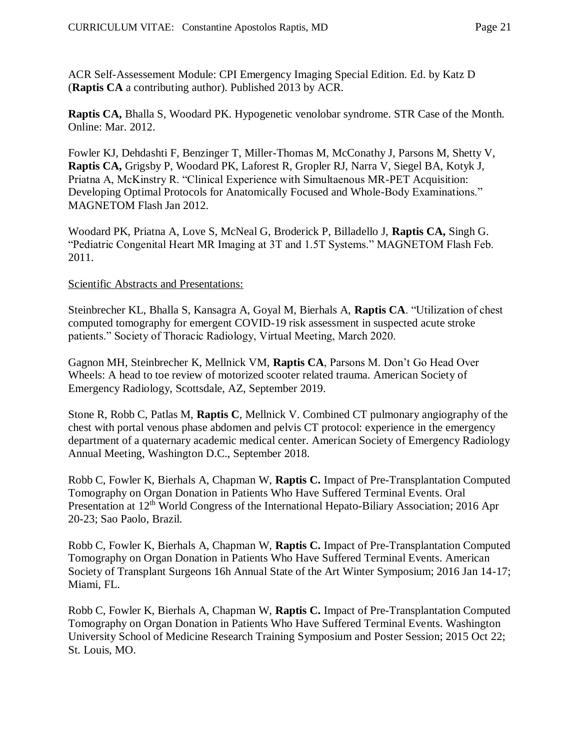ACR Self-Assessement Module: CPI Emergency Imaging Special Edition. Ed. by Katz D (**Raptis CA** a contributing author). Published 2013 by ACR.

**Raptis CA,** Bhalla S, Woodard PK. Hypogenetic venolobar syndrome. STR Case of the Month. Online: Mar. 2012.

Fowler KJ, Dehdashti F, Benzinger T, Miller-Thomas M, McConathy J, Parsons M, Shetty V, **Raptis CA,** Grigsby P, Woodard PK, Laforest R, Gropler RJ, Narra V, Siegel BA, Kotyk J, Priatna A, McKinstry R. "Clinical Experience with Simultaenous MR-PET Acquisition: Developing Optimal Protocols for Anatomically Focused and Whole-Body Examinations." MAGNETOM Flash Jan 2012.

Woodard PK, Priatna A, Love S, McNeal G, Broderick P, Billadello J, **Raptis CA,** Singh G. "Pediatric Congenital Heart MR Imaging at 3T and 1.5T Systems." MAGNETOM Flash Feb. 2011.

Scientific Abstracts and Presentations:

Steinbrecher KL, Bhalla S, Kansagra A, Goyal M, Bierhals A, **Raptis CA**. "Utilization of chest computed tomography for emergent COVID-19 risk assessment in suspected acute stroke patients." Society of Thoracic Radiology, Virtual Meeting, March 2020.

Gagnon MH, Steinbrecher K, Mellnick VM, **Raptis CA**, Parsons M. Don't Go Head Over Wheels: A head to toe review of motorized scooter related trauma. American Society of Emergency Radiology, Scottsdale, AZ, September 2019.

Stone R, Robb C, Patlas M, **Raptis C**, Mellnick V. Combined CT pulmonary angiography of the chest with portal venous phase abdomen and pelvis CT protocol: experience in the emergency department of a quaternary academic medical center. American Society of Emergency Radiology Annual Meeting, Washington D.C., September 2018.

Robb C, Fowler K, Bierhals A, Chapman W, **Raptis C.** Impact of Pre-Transplantation Computed Tomography on Organ Donation in Patients Who Have Suffered Terminal Events. Oral Presentation at 12th World Congress of the International Hepato-Biliary Association; 2016 Apr 20-23; Sao Paolo, Brazil.

Robb C, Fowler K, Bierhals A, Chapman W, **Raptis C.** Impact of Pre-Transplantation Computed Tomography on Organ Donation in Patients Who Have Suffered Terminal Events. American Society of Transplant Surgeons 16h Annual State of the Art Winter Symposium; 2016 Jan 14-17; Miami, FL.

Robb C, Fowler K, Bierhals A, Chapman W, **Raptis C.** Impact of Pre-Transplantation Computed Tomography on Organ Donation in Patients Who Have Suffered Terminal Events. Washington University School of Medicine Research Training Symposium and Poster Session; 2015 Oct 22; St. Louis, MO.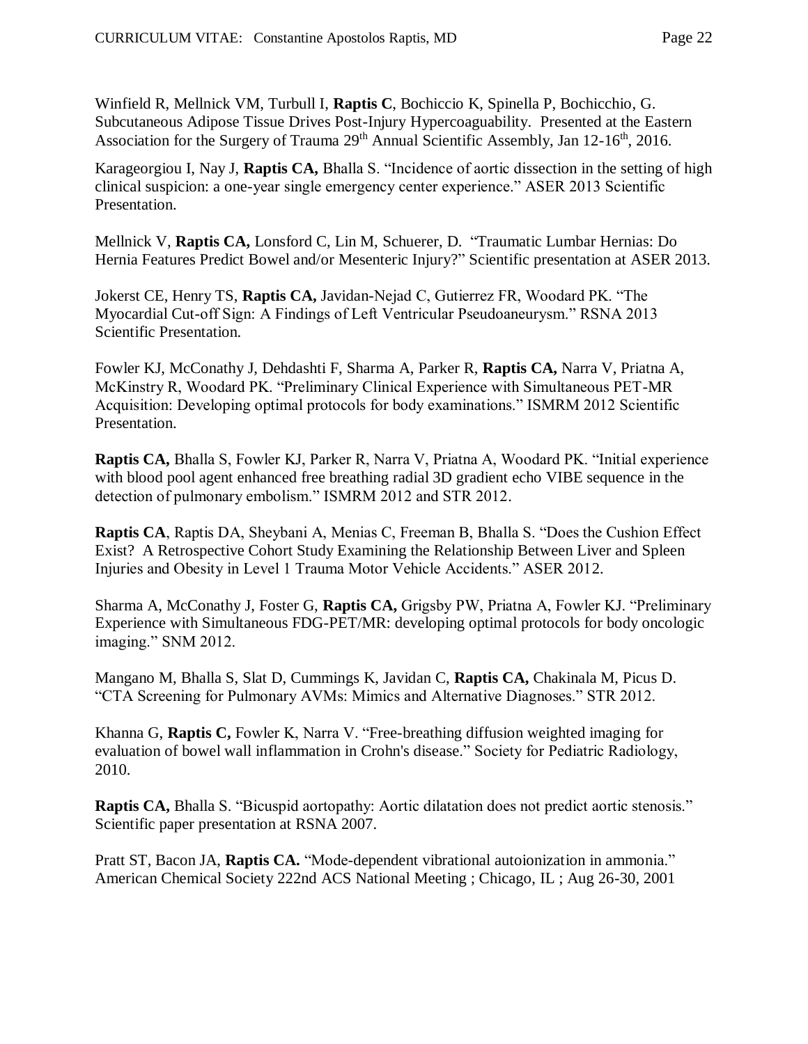Winfield R, Mellnick VM, Turbull I, **Raptis C**, Bochiccio K, Spinella P, Bochicchio, G. Subcutaneous Adipose Tissue Drives Post-Injury Hypercoaguability. Presented at the Eastern Association for the Surgery of Trauma 29th Annual Scientific Assembly, Jan 12-16th, 2016.

Karageorgiou I, Nay J, **Raptis CA,** Bhalla S. "Incidence of aortic dissection in the setting of high clinical suspicion: a one-year single emergency center experience." ASER 2013 Scientific Presentation.

Mellnick V, **Raptis CA,** Lonsford C, Lin M, Schuerer, D. "Traumatic Lumbar Hernias: Do Hernia Features Predict Bowel and/or Mesenteric Injury?" Scientific presentation at ASER 2013.

Jokerst CE, Henry TS, **Raptis CA,** Javidan-Nejad C, Gutierrez FR, Woodard PK. "The Myocardial Cut-off Sign: A Findings of Left Ventricular Pseudoaneurysm." RSNA 2013 Scientific Presentation.

Fowler KJ, McConathy J, Dehdashti F, Sharma A, Parker R, **Raptis CA,** Narra V, Priatna A, McKinstry R, Woodard PK. "Preliminary Clinical Experience with Simultaneous PET-MR Acquisition: Developing optimal protocols for body examinations." ISMRM 2012 Scientific Presentation.

**Raptis CA,** Bhalla S, Fowler KJ, Parker R, Narra V, Priatna A, Woodard PK. "Initial experience with blood pool agent enhanced free breathing radial 3D gradient echo VIBE sequence in the detection of pulmonary embolism." ISMRM 2012 and STR 2012.

**Raptis CA**, Raptis DA, Sheybani A, Menias C, Freeman B, Bhalla S. "Does the Cushion Effect Exist? A Retrospective Cohort Study Examining the Relationship Between Liver and Spleen Injuries and Obesity in Level 1 Trauma Motor Vehicle Accidents." ASER 2012.

Sharma A, McConathy J, Foster G, **Raptis CA,** Grigsby PW, Priatna A, Fowler KJ. "Preliminary Experience with Simultaneous FDG-PET/MR: developing optimal protocols for body oncologic imaging." SNM 2012.

Mangano M, Bhalla S, Slat D, Cummings K, Javidan C, **Raptis CA,** Chakinala M, Picus D. "CTA Screening for Pulmonary AVMs: Mimics and Alternative Diagnoses." STR 2012.

Khanna G, **Raptis C,** Fowler K, Narra V. "Free-breathing diffusion weighted imaging for evaluation of bowel wall inflammation in Crohn's disease." Society for Pediatric Radiology, 2010.

**Raptis CA,** Bhalla S. "Bicuspid aortopathy: Aortic dilatation does not predict aortic stenosis." Scientific paper presentation at RSNA 2007.

Pratt ST, Bacon JA, **Raptis CA.** "Mode-dependent vibrational autoionization in ammonia." American Chemical Society 222nd ACS National Meeting ; Chicago, IL ; Aug 26-30, 2001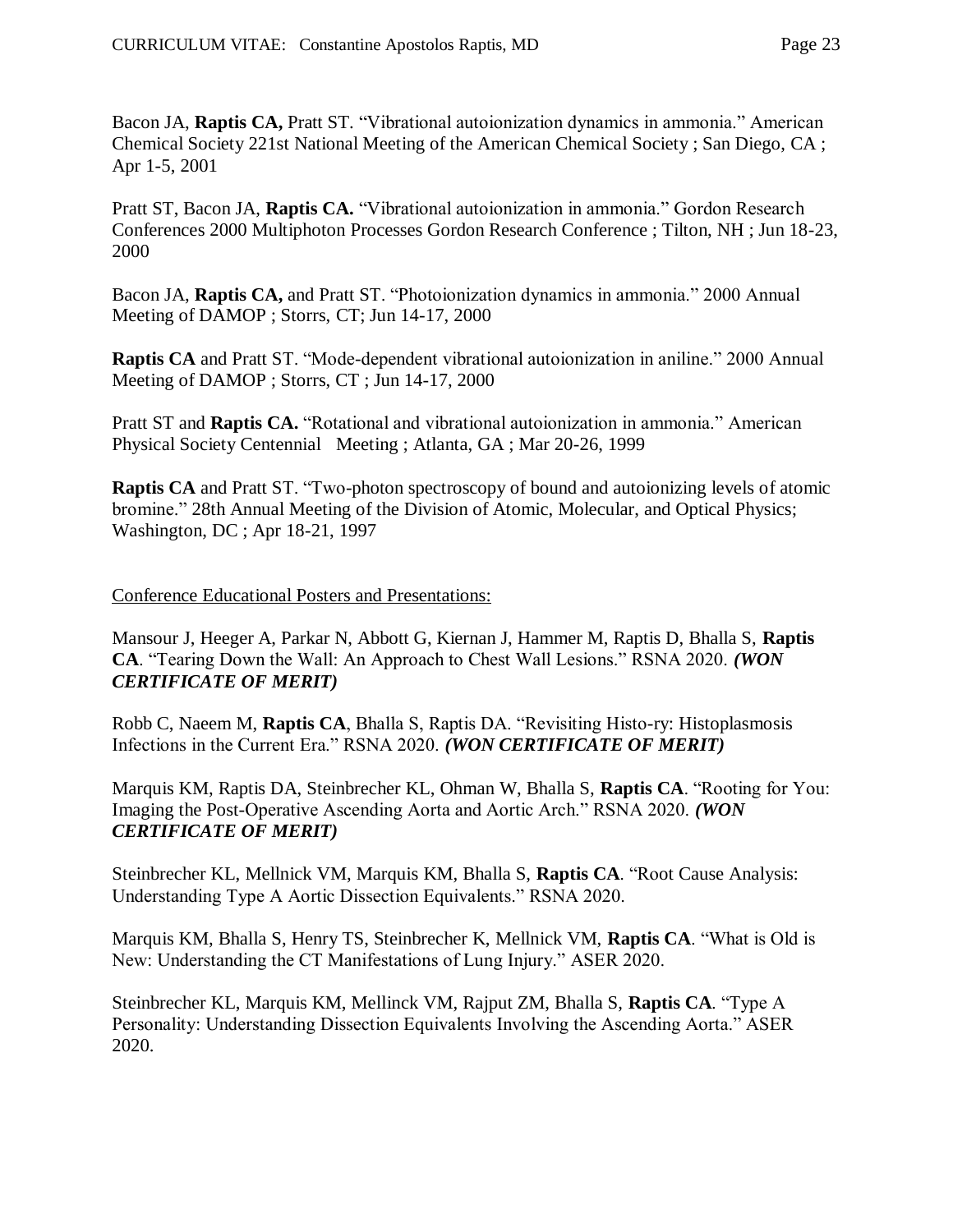Bacon JA, **Raptis CA,** Pratt ST. "Vibrational autoionization dynamics in ammonia." American Chemical Society 221st National Meeting of the American Chemical Society ; San Diego, CA ; Apr 1-5, 2001

Pratt ST, Bacon JA, **Raptis CA.** "Vibrational autoionization in ammonia." Gordon Research Conferences 2000 Multiphoton Processes Gordon Research Conference ; Tilton, NH ; Jun 18-23, 2000

Bacon JA, **Raptis CA,** and Pratt ST. "Photoionization dynamics in ammonia." 2000 Annual Meeting of DAMOP ; Storrs, CT; Jun 14-17, 2000

**Raptis CA** and Pratt ST. "Mode-dependent vibrational autoionization in aniline." 2000 Annual Meeting of DAMOP ; Storrs, CT ; Jun 14-17, 2000

Pratt ST and **Raptis CA.** "Rotational and vibrational autoionization in ammonia." American Physical Society Centennial Meeting ; Atlanta, GA ; Mar 20-26, 1999

**Raptis CA** and Pratt ST. "Two-photon spectroscopy of bound and autoionizing levels of atomic bromine." 28th Annual Meeting of the Division of Atomic, Molecular, and Optical Physics; Washington, DC ; Apr 18-21, 1997

Conference Educational Posters and Presentations:

Mansour J, Heeger A, Parkar N, Abbott G, Kiernan J, Hammer M, Raptis D, Bhalla S, **Raptis CA**. "Tearing Down the Wall: An Approach to Chest Wall Lesions." RSNA 2020. ***(WON CERTIFICATE OF MERIT)***

Robb C, Naeem M, **Raptis CA**, Bhalla S, Raptis DA. "Revisiting Histo-ry: Histoplasmosis Infections in the Current Era." RSNA 2020. ***(WON CERTIFICATE OF MERIT)***

Marquis KM, Raptis DA, Steinbrecher KL, Ohman W, Bhalla S, **Raptis CA**. "Rooting for You: Imaging the Post-Operative Ascending Aorta and Aortic Arch." RSNA 2020. ***(WON CERTIFICATE OF MERIT)***

Steinbrecher KL, Mellnick VM, Marquis KM, Bhalla S, **Raptis CA**. "Root Cause Analysis: Understanding Type A Aortic Dissection Equivalents." RSNA 2020.

Marquis KM, Bhalla S, Henry TS, Steinbrecher K, Mellnick VM, **Raptis CA**. "What is Old is New: Understanding the CT Manifestations of Lung Injury." ASER 2020.

Steinbrecher KL, Marquis KM, Mellinck VM, Rajput ZM, Bhalla S, **Raptis CA**. "Type A Personality: Understanding Dissection Equivalents Involving the Ascending Aorta." ASER 2020.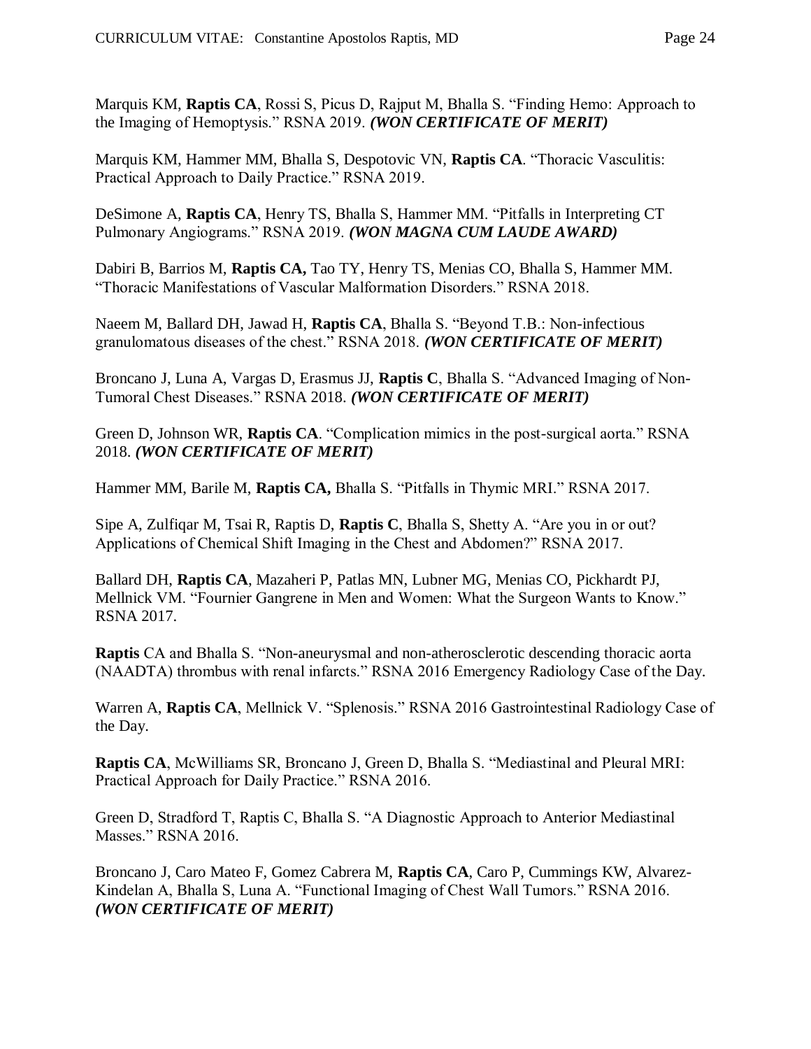Marquis KM, **Raptis CA**, Rossi S, Picus D, Rajput M, Bhalla S. "Finding Hemo: Approach to the Imaging of Hemoptysis." RSNA 2019. ***(WON CERTIFICATE OF MERIT)***

Marquis KM, Hammer MM, Bhalla S, Despotovic VN, **Raptis CA**. "Thoracic Vasculitis: Practical Approach to Daily Practice." RSNA 2019.

DeSimone A, **Raptis CA**, Henry TS, Bhalla S, Hammer MM. "Pitfalls in Interpreting CT Pulmonary Angiograms." RSNA 2019. ***(WON MAGNA CUM LAUDE AWARD)***

Dabiri B, Barrios M, **Raptis CA,** Tao TY, Henry TS, Menias CO, Bhalla S, Hammer MM. "Thoracic Manifestations of Vascular Malformation Disorders." RSNA 2018.

Naeem M, Ballard DH, Jawad H, **Raptis CA**, Bhalla S. "Beyond T.B.: Non-infectious granulomatous diseases of the chest." RSNA 2018. ***(WON CERTIFICATE OF MERIT)***

Broncano J, Luna A, Vargas D, Erasmus JJ, **Raptis C**, Bhalla S. "Advanced Imaging of Non-Tumoral Chest Diseases." RSNA 2018. ***(WON CERTIFICATE OF MERIT)***

Green D, Johnson WR, **Raptis CA**. "Complication mimics in the post-surgical aorta." RSNA 2018. ***(WON CERTIFICATE OF MERIT)***

Hammer MM, Barile M, **Raptis CA,** Bhalla S. "Pitfalls in Thymic MRI." RSNA 2017.

Sipe A, Zulfiqar M, Tsai R, Raptis D, **Raptis C**, Bhalla S, Shetty A. "Are you in or out? Applications of Chemical Shift Imaging in the Chest and Abdomen?" RSNA 2017.

Ballard DH, **Raptis CA**, Mazaheri P, Patlas MN, Lubner MG, Menias CO, Pickhardt PJ, Mellnick VM. "Fournier Gangrene in Men and Women: What the Surgeon Wants to Know." RSNA 2017.

**Raptis** CA and Bhalla S. "Non-aneurysmal and non-atherosclerotic descending thoracic aorta (NAADTA) thrombus with renal infarcts." RSNA 2016 Emergency Radiology Case of the Day.

Warren A, **Raptis CA**, Mellnick V. "Splenosis." RSNA 2016 Gastrointestinal Radiology Case of the Day.

**Raptis CA**, McWilliams SR, Broncano J, Green D, Bhalla S. "Mediastinal and Pleural MRI: Practical Approach for Daily Practice." RSNA 2016.

Green D, Stradford T, Raptis C, Bhalla S. "A Diagnostic Approach to Anterior Mediastinal Masses." RSNA 2016.

Broncano J, Caro Mateo F, Gomez Cabrera M, **Raptis CA**, Caro P, Cummings KW, Alvarez-Kindelan A, Bhalla S, Luna A. "Functional Imaging of Chest Wall Tumors." RSNA 2016. ***(WON CERTIFICATE OF MERIT)***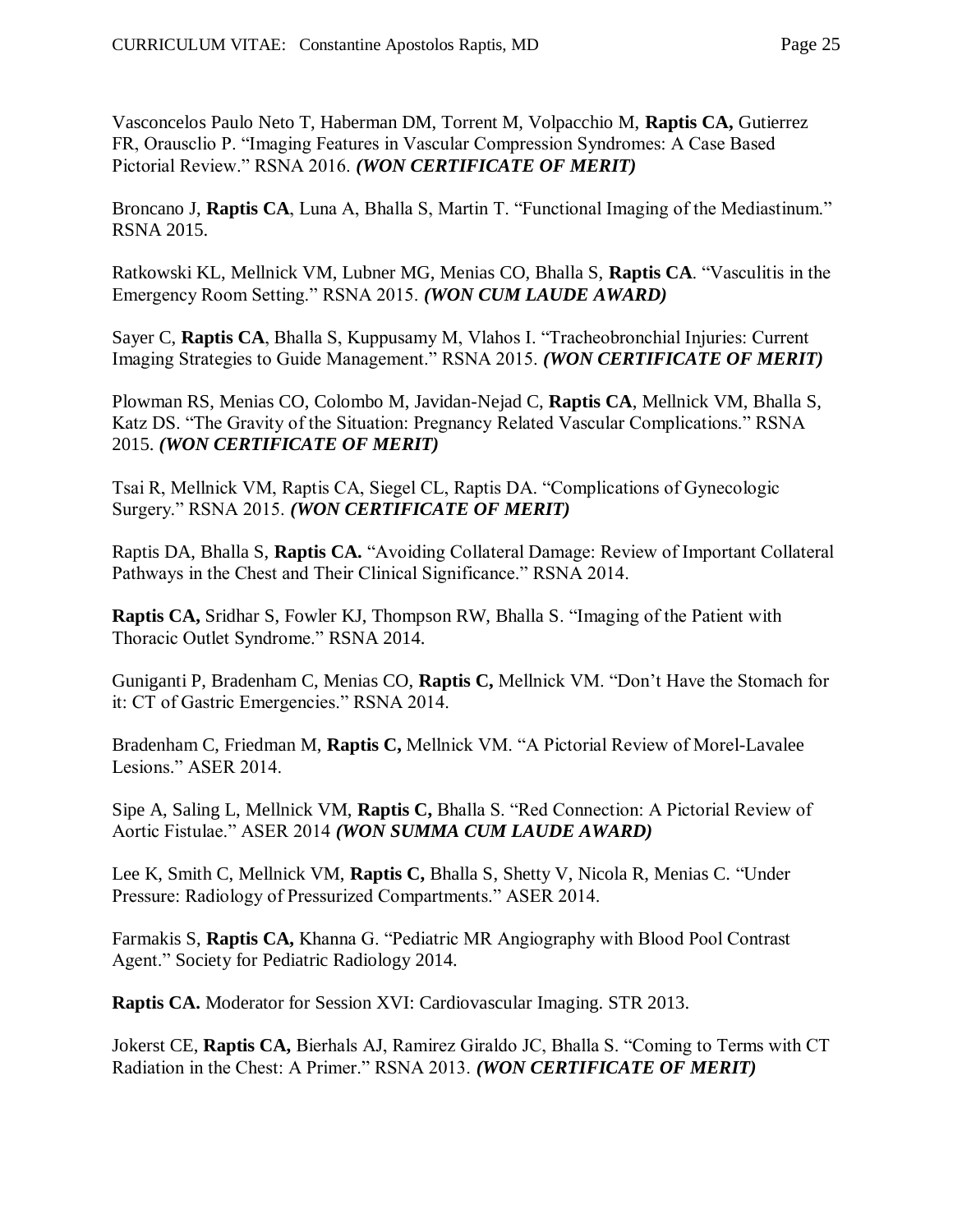Vasconcelos Paulo Neto T, Haberman DM, Torrent M, Volpacchio M, **Raptis CA,** Gutierrez FR, Orausclio P. “Imaging Features in Vascular Compression Syndromes: A Case Based Pictorial Review.” RSNA 2016. ***(WON CERTIFICATE OF MERIT)***

Broncano J, **Raptis CA**, Luna A, Bhalla S, Martin T. “Functional Imaging of the Mediastinum.” RSNA 2015.

Ratkowski KL, Mellnick VM, Lubner MG, Menias CO, Bhalla S, **Raptis CA**. “Vasculitis in the Emergency Room Setting.” RSNA 2015. ***(WON CUM LAUDE AWARD)***

Sayer C, **Raptis CA**, Bhalla S, Kuppusamy M, Vlahos I. “Tracheobronchial Injuries: Current Imaging Strategies to Guide Management.” RSNA 2015. ***(WON CERTIFICATE OF MERIT)***

Plowman RS, Menias CO, Colombo M, Javidan-Nejad C, **Raptis CA**, Mellnick VM, Bhalla S, Katz DS. “The Gravity of the Situation: Pregnancy Related Vascular Complications.” RSNA 2015. ***(WON CERTIFICATE OF MERIT)***

Tsai R, Mellnick VM, Raptis CA, Siegel CL, Raptis DA. “Complications of Gynecologic Surgery.” RSNA 2015. ***(WON CERTIFICATE OF MERIT)***

Raptis DA, Bhalla S, **Raptis CA.** “Avoiding Collateral Damage: Review of Important Collateral Pathways in the Chest and Their Clinical Significance.” RSNA 2014.

**Raptis CA,** Sridhar S, Fowler KJ, Thompson RW, Bhalla S. “Imaging of the Patient with Thoracic Outlet Syndrome.” RSNA 2014.

Guniganti P, Bradenham C, Menias CO, **Raptis C,** Mellnick VM. “Don’t Have the Stomach for it: CT of Gastric Emergencies.” RSNA 2014.

Bradenham C, Friedman M, **Raptis C,** Mellnick VM. “A Pictorial Review of Morel-Lavalee Lesions.” ASER 2014.

Sipe A, Saling L, Mellnick VM, **Raptis C,** Bhalla S. “Red Connection: A Pictorial Review of Aortic Fistulae.” ASER 2014 ***(WON SUMMA CUM LAUDE AWARD)***

Lee K, Smith C, Mellnick VM, **Raptis C,** Bhalla S, Shetty V, Nicola R, Menias C. “Under Pressure: Radiology of Pressurized Compartments.” ASER 2014.

Farmakis S, **Raptis CA,** Khanna G. “Pediatric MR Angiography with Blood Pool Contrast Agent.” Society for Pediatric Radiology 2014.

**Raptis CA.** Moderator for Session XVI: Cardiovascular Imaging. STR 2013.

Jokerst CE, **Raptis CA,** Bierhals AJ, Ramirez Giraldo JC, Bhalla S. “Coming to Terms with CT Radiation in the Chest: A Primer.” RSNA 2013. ***(WON CERTIFICATE OF MERIT)***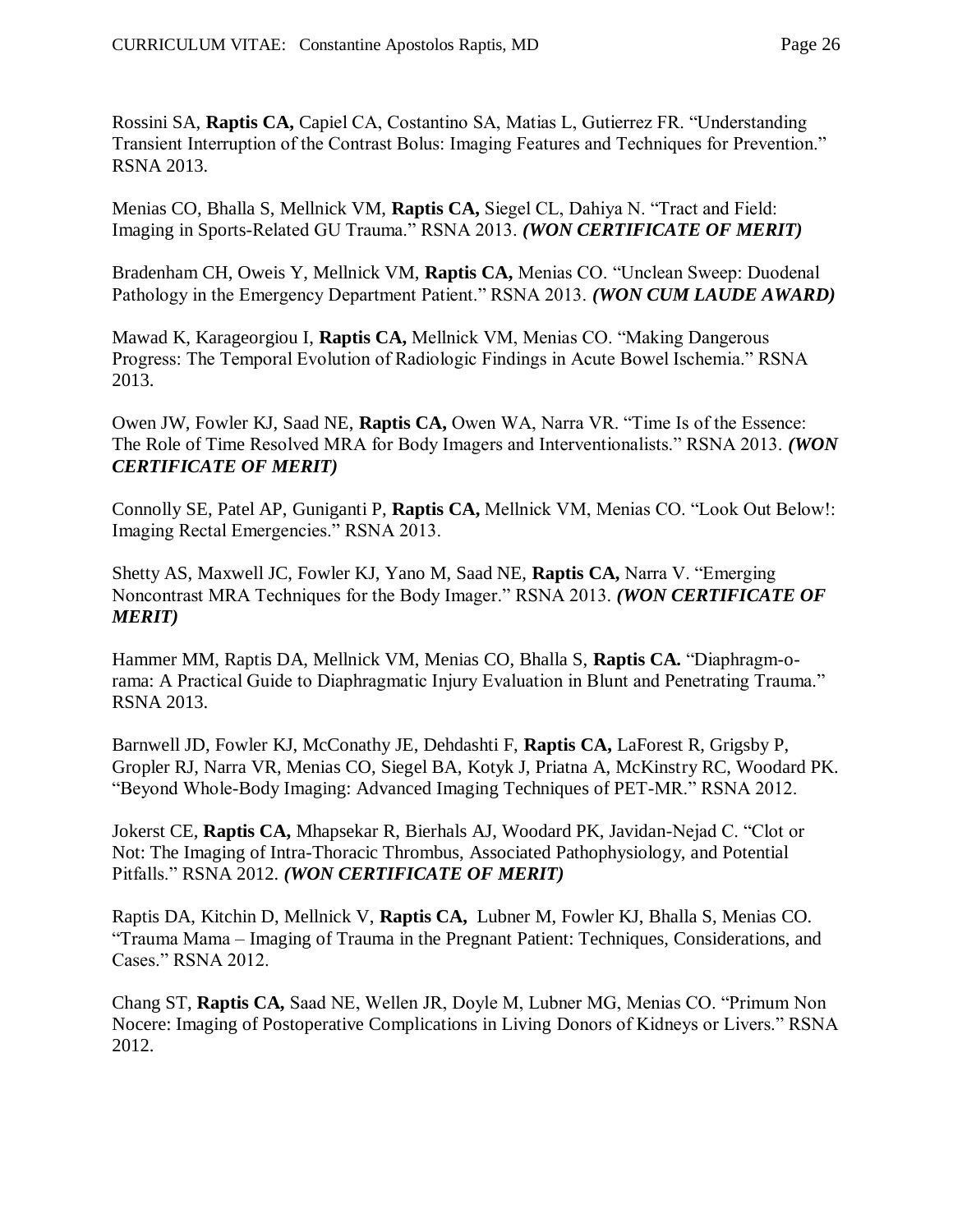Rossini SA, **Raptis CA,** Capiel CA, Costantino SA, Matias L, Gutierrez FR. "Understanding Transient Interruption of the Contrast Bolus: Imaging Features and Techniques for Prevention." RSNA 2013.

Menias CO, Bhalla S, Mellnick VM, **Raptis CA,** Siegel CL, Dahiya N. "Tract and Field: Imaging in Sports-Related GU Trauma." RSNA 2013. ***(WON CERTIFICATE OF MERIT)***

Bradenham CH, Oweis Y, Mellnick VM, **Raptis CA,** Menias CO. "Unclean Sweep: Duodenal Pathology in the Emergency Department Patient." RSNA 2013. ***(WON CUM LAUDE AWARD)***

Mawad K, Karageorgiou I, **Raptis CA,** Mellnick VM, Menias CO. "Making Dangerous Progress: The Temporal Evolution of Radiologic Findings in Acute Bowel Ischemia." RSNA 2013.

Owen JW, Fowler KJ, Saad NE, **Raptis CA,** Owen WA, Narra VR. "Time Is of the Essence: The Role of Time Resolved MRA for Body Imagers and Interventionalists." RSNA 2013. ***(WON CERTIFICATE OF MERIT)***

Connolly SE, Patel AP, Guniganti P, **Raptis CA,** Mellnick VM, Menias CO. "Look Out Below!: Imaging Rectal Emergencies." RSNA 2013.

Shetty AS, Maxwell JC, Fowler KJ, Yano M, Saad NE, **Raptis CA,** Narra V. "Emerging Noncontrast MRA Techniques for the Body Imager." RSNA 2013. ***(WON CERTIFICATE OF MERIT)***

Hammer MM, Raptis DA, Mellnick VM, Menias CO, Bhalla S, **Raptis CA.** "Diaphragm-o-rama: A Practical Guide to Diaphragmatic Injury Evaluation in Blunt and Penetrating Trauma." RSNA 2013.

Barnwell JD, Fowler KJ, McConathy JE, Dehdashti F, **Raptis CA,** LaForest R, Grigsby P, Gropler RJ, Narra VR, Menias CO, Siegel BA, Kotyk J, Priatna A, McKinstry RC, Woodard PK. "Beyond Whole-Body Imaging: Advanced Imaging Techniques of PET-MR." RSNA 2012.

Jokerst CE, **Raptis CA,** Mhapsekar R, Bierhals AJ, Woodard PK, Javidan-Nejad C. "Clot or Not: The Imaging of Intra-Thoracic Thrombus, Associated Pathophysiology, and Potential Pitfalls." RSNA 2012. ***(WON CERTIFICATE OF MERIT)***

Raptis DA, Kitchin D, Mellnick V, **Raptis CA,** Lubner M, Fowler KJ, Bhalla S, Menias CO. "Trauma Mama – Imaging of Trauma in the Pregnant Patient: Techniques, Considerations, and Cases." RSNA 2012.

Chang ST, **Raptis CA,** Saad NE, Wellen JR, Doyle M, Lubner MG, Menias CO. "Primum Non Nocere: Imaging of Postoperative Complications in Living Donors of Kidneys or Livers." RSNA 2012.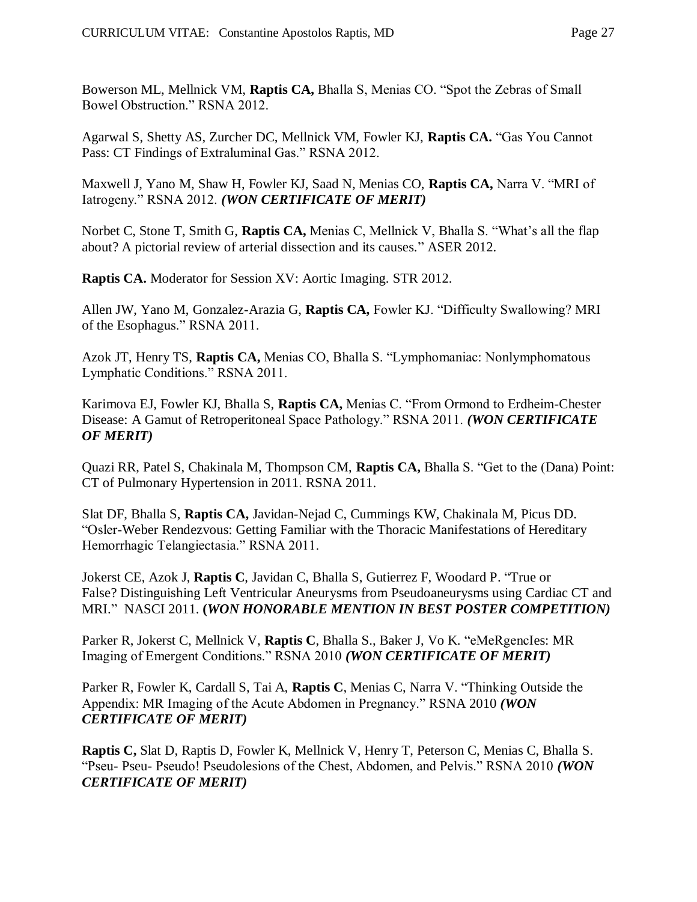Bowerson ML, Mellnick VM, **Raptis CA,** Bhalla S, Menias CO. "Spot the Zebras of Small Bowel Obstruction." RSNA 2012.

Agarwal S, Shetty AS, Zurcher DC, Mellnick VM, Fowler KJ, **Raptis CA.** "Gas You Cannot Pass: CT Findings of Extraluminal Gas." RSNA 2012.

Maxwell J, Yano M, Shaw H, Fowler KJ, Saad N, Menias CO, **Raptis CA,** Narra V. "MRI of Iatrogeny." RSNA 2012. ***(WON CERTIFICATE OF MERIT)***

Norbet C, Stone T, Smith G, **Raptis CA,** Menias C, Mellnick V, Bhalla S. "What's all the flap about? A pictorial review of arterial dissection and its causes." ASER 2012.

**Raptis CA.** Moderator for Session XV: Aortic Imaging. STR 2012.

Allen JW, Yano M, Gonzalez-Arazia G, **Raptis CA,** Fowler KJ. "Difficulty Swallowing? MRI of the Esophagus." RSNA 2011.

Azok JT, Henry TS, **Raptis CA,** Menias CO, Bhalla S. "Lymphomaniac: Nonlymphomatous Lymphatic Conditions." RSNA 2011.

Karimova EJ, Fowler KJ, Bhalla S, **Raptis CA,** Menias C. "From Ormond to Erdheim-Chester Disease: A Gamut of Retroperitoneal Space Pathology." RSNA 2011. ***(WON CERTIFICATE OF MERIT)***

Quazi RR, Patel S, Chakinala M, Thompson CM, **Raptis CA,** Bhalla S. "Get to the (Dana) Point: CT of Pulmonary Hypertension in 2011. RSNA 2011.

Slat DF, Bhalla S, **Raptis CA,** Javidan-Nejad C, Cummings KW, Chakinala M, Picus DD. "Osler-Weber Rendezvous: Getting Familiar with the Thoracic Manifestations of Hereditary Hemorrhagic Telangiectasia." RSNA 2011.

Jokerst CE, Azok J, **Raptis C**, Javidan C, Bhalla S, Gutierrez F, Woodard P. "True or False? Distinguishing Left Ventricular Aneurysms from Pseudoaneurysms using Cardiac CT and MRI." NASCI 2011. **(*WON HONORABLE MENTION IN BEST POSTER COMPETITION)***

Parker R, Jokerst C, Mellnick V, **Raptis C**, Bhalla S., Baker J, Vo K. "eMeRgencIes: MR Imaging of Emergent Conditions." RSNA 2010 ***(WON CERTIFICATE OF MERIT)***

Parker R, Fowler K, Cardall S, Tai A, **Raptis C**, Menias C, Narra V. "Thinking Outside the Appendix: MR Imaging of the Acute Abdomen in Pregnancy." RSNA 2010 ***(WON CERTIFICATE OF MERIT)***

**Raptis C,** Slat D, Raptis D, Fowler K, Mellnick V, Henry T, Peterson C, Menias C, Bhalla S. "Pseu- Pseu- Pseudo! Pseudolesions of the Chest, Abdomen, and Pelvis." RSNA 2010 ***(WON CERTIFICATE OF MERIT)***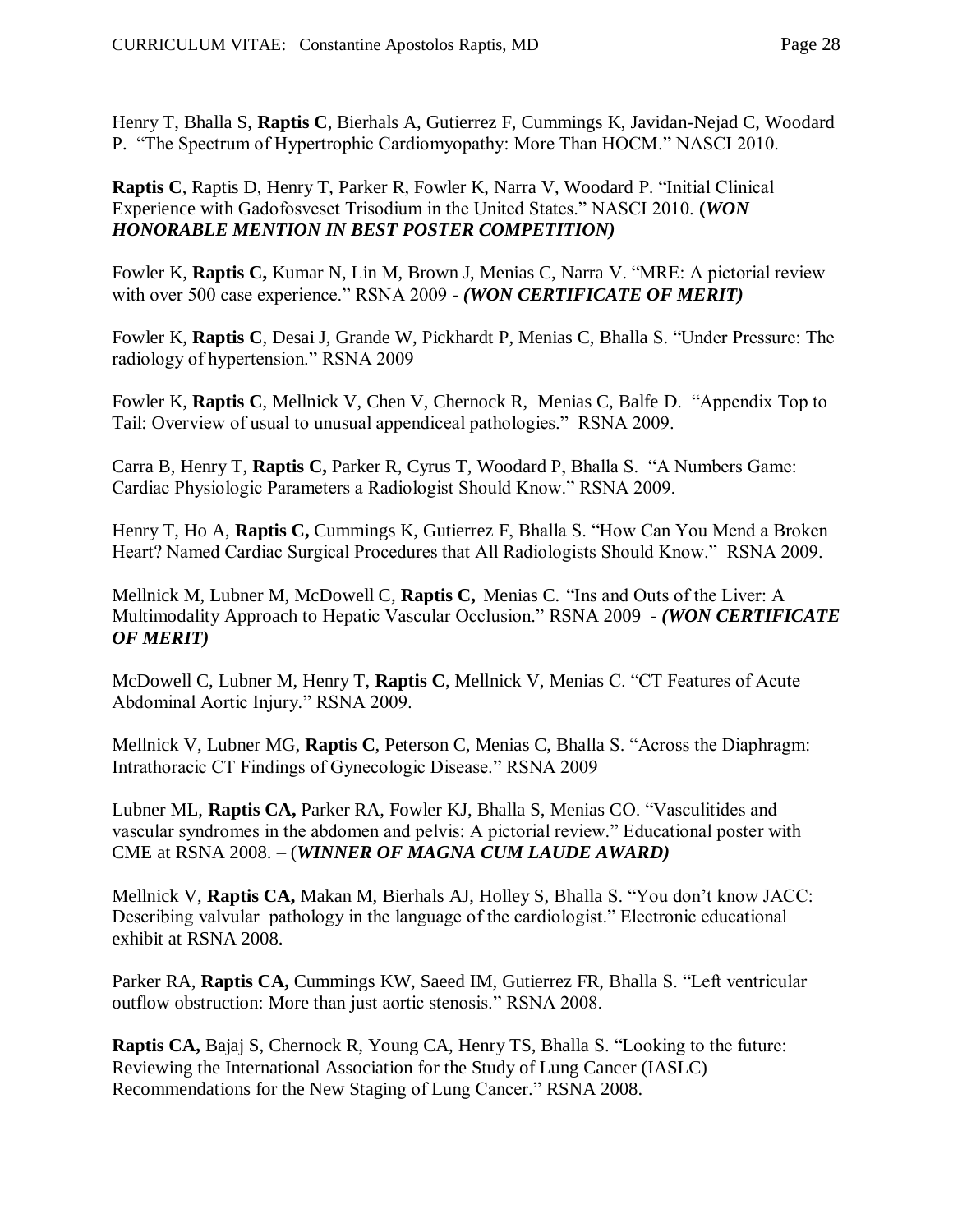Henry T, Bhalla S, **Raptis C**, Bierhals A, Gutierrez F, Cummings K, Javidan-Nejad C, Woodard P. "The Spectrum of Hypertrophic Cardiomyopathy: More Than HOCM." NASCI 2010.

**Raptis C**, Raptis D, Henry T, Parker R, Fowler K, Narra V, Woodard P. "Initial Clinical Experience with Gadofosveset Trisodium in the United States." NASCI 2010. **(*WON HONORABLE MENTION IN BEST POSTER COMPETITION)***

Fowler K, **Raptis C,** Kumar N, Lin M, Brown J, Menias C, Narra V. "MRE: A pictorial review with over 500 case experience." RSNA 2009 - ***(WON CERTIFICATE OF MERIT)***

Fowler K, **Raptis C**, Desai J, Grande W, Pickhardt P, Menias C, Bhalla S. "Under Pressure: The radiology of hypertension." RSNA 2009

Fowler K, **Raptis C**, Mellnick V, Chen V, Chernock R, Menias C, Balfe D. "Appendix Top to Tail: Overview of usual to unusual appendiceal pathologies." RSNA 2009.

Carra B, Henry T, **Raptis C,** Parker R, Cyrus T, Woodard P, Bhalla S. "A Numbers Game: Cardiac Physiologic Parameters a Radiologist Should Know." RSNA 2009.

Henry T, Ho A, **Raptis C,** Cummings K, Gutierrez F, Bhalla S. "How Can You Mend a Broken Heart? Named Cardiac Surgical Procedures that All Radiologists Should Know." RSNA 2009.

Mellnick M, Lubner M, McDowell C, **Raptis C,** Menias C. "Ins and Outs of the Liver: A Multimodality Approach to Hepatic Vascular Occlusion." RSNA 2009 - ***(WON CERTIFICATE OF MERIT)***

McDowell C, Lubner M, Henry T, **Raptis C**, Mellnick V, Menias C. "CT Features of Acute Abdominal Aortic Injury." RSNA 2009.

Mellnick V, Lubner MG, **Raptis C**, Peterson C, Menias C, Bhalla S. "Across the Diaphragm: Intrathoracic CT Findings of Gynecologic Disease." RSNA 2009

Lubner ML, **Raptis CA,** Parker RA, Fowler KJ, Bhalla S, Menias CO. "Vasculitides and vascular syndromes in the abdomen and pelvis: A pictorial review." Educational poster with CME at RSNA 2008. – (***WINNER OF MAGNA CUM LAUDE AWARD)***

Mellnick V, **Raptis CA,** Makan M, Bierhals AJ, Holley S, Bhalla S. "You don't know JACC: Describing valvular pathology in the language of the cardiologist." Electronic educational exhibit at RSNA 2008.

Parker RA, **Raptis CA,** Cummings KW, Saeed IM, Gutierrez FR, Bhalla S. "Left ventricular outflow obstruction: More than just aortic stenosis." RSNA 2008.

**Raptis CA,** Bajaj S, Chernock R, Young CA, Henry TS, Bhalla S. "Looking to the future: Reviewing the International Association for the Study of Lung Cancer (IASLC) Recommendations for the New Staging of Lung Cancer." RSNA 2008.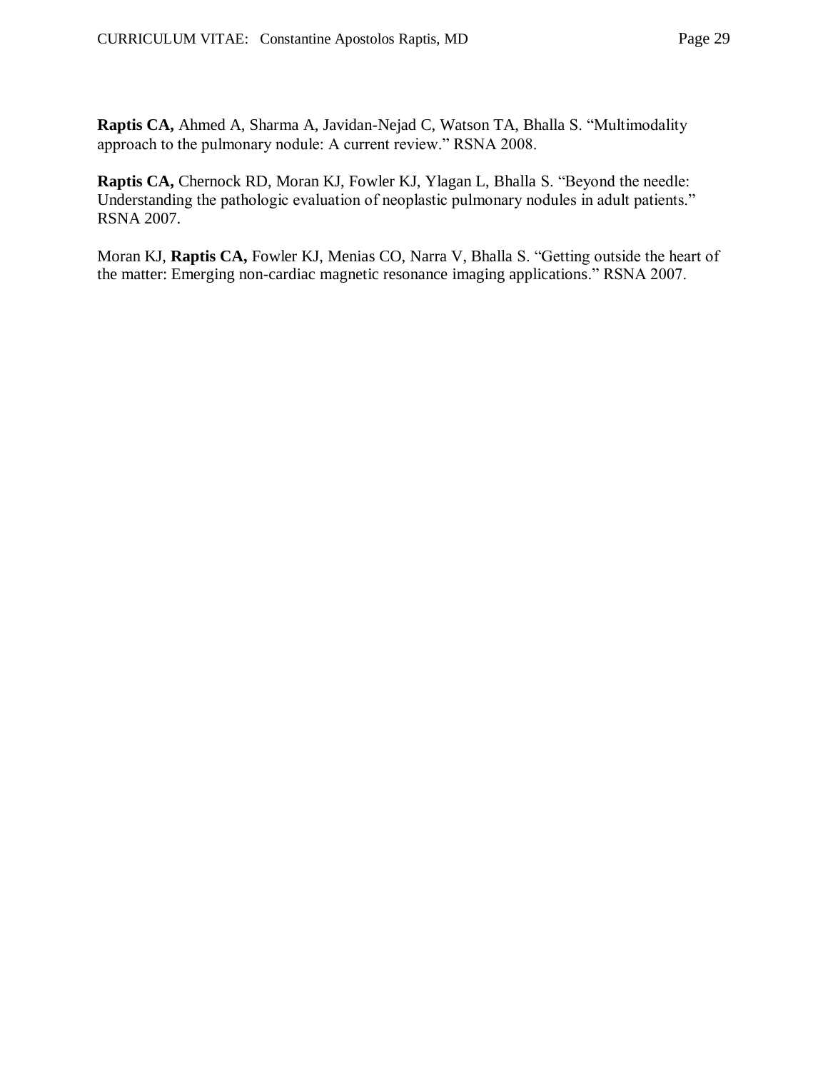**Raptis CA,** Ahmed A, Sharma A, Javidan-Nejad C, Watson TA, Bhalla S. "Multimodality approach to the pulmonary nodule: A current review." RSNA 2008.

**Raptis CA,** Chernock RD, Moran KJ, Fowler KJ, Ylagan L, Bhalla S. "Beyond the needle: Understanding the pathologic evaluation of neoplastic pulmonary nodules in adult patients." RSNA 2007.

Moran KJ, **Raptis CA,** Fowler KJ, Menias CO, Narra V, Bhalla S. "Getting outside the heart of the matter: Emerging non-cardiac magnetic resonance imaging applications." RSNA 2007.